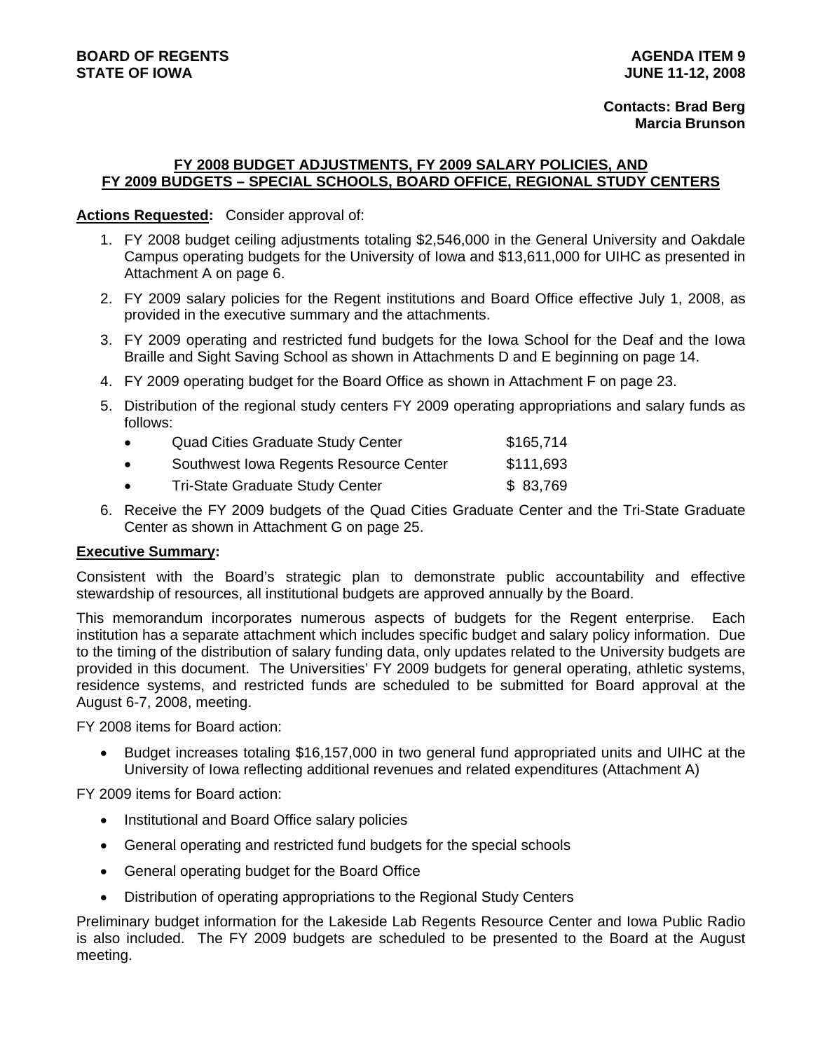**BOARD OF REGENTS**
**STATE OF IOWA**

**AGENDA ITEM 9**
**JUNE 11-12, 2008**

**Contacts: Brad Berg**
**Marcia Brunson**

## FY 2008 BUDGET ADJUSTMENTS, FY 2009 SALARY POLICIES, AND FY 2009 BUDGETS – SPECIAL SCHOOLS, BOARD OFFICE, REGIONAL STUDY CENTERS

**Actions Requested:** Consider approval of:

1. FY 2008 budget ceiling adjustments totaling $2,546,000 in the General University and Oakdale Campus operating budgets for the University of Iowa and $13,611,000 for UIHC as presented in Attachment A on page 6.
2. FY 2009 salary policies for the Regent institutions and Board Office effective July 1, 2008, as provided in the executive summary and the attachments.
3. FY 2009 operating and restricted fund budgets for the Iowa School for the Deaf and the Iowa Braille and Sight Saving School as shown in Attachments D and E beginning on page 14.
4. FY 2009 operating budget for the Board Office as shown in Attachment F on page 23.
5. Distribution of the regional study centers FY 2009 operating appropriations and salary funds as follows:
   - Quad Cities Graduate Study Center $165,714
   - Southwest Iowa Regents Resource Center $111,693
   - Tri-State Graduate Study Center $ 83,769
6. Receive the FY 2009 budgets of the Quad Cities Graduate Center and the Tri-State Graduate Center as shown in Attachment G on page 25.

**Executive Summary:**

Consistent with the Board's strategic plan to demonstrate public accountability and effective stewardship of resources, all institutional budgets are approved annually by the Board.

This memorandum incorporates numerous aspects of budgets for the Regent enterprise. Each institution has a separate attachment which includes specific budget and salary policy information. Due to the timing of the distribution of salary funding data, only updates related to the University budgets are provided in this document. The Universities' FY 2009 budgets for general operating, athletic systems, residence systems, and restricted funds are scheduled to be submitted for Board approval at the August 6-7, 2008, meeting.

FY 2008 items for Board action:

- Budget increases totaling $16,157,000 in two general fund appropriated units and UIHC at the University of Iowa reflecting additional revenues and related expenditures (Attachment A)

FY 2009 items for Board action:

- Institutional and Board Office salary policies
- General operating and restricted fund budgets for the special schools
- General operating budget for the Board Office
- Distribution of operating appropriations to the Regional Study Centers

Preliminary budget information for the Lakeside Lab Regents Resource Center and Iowa Public Radio is also included. The FY 2009 budgets are scheduled to be presented to the Board at the August meeting.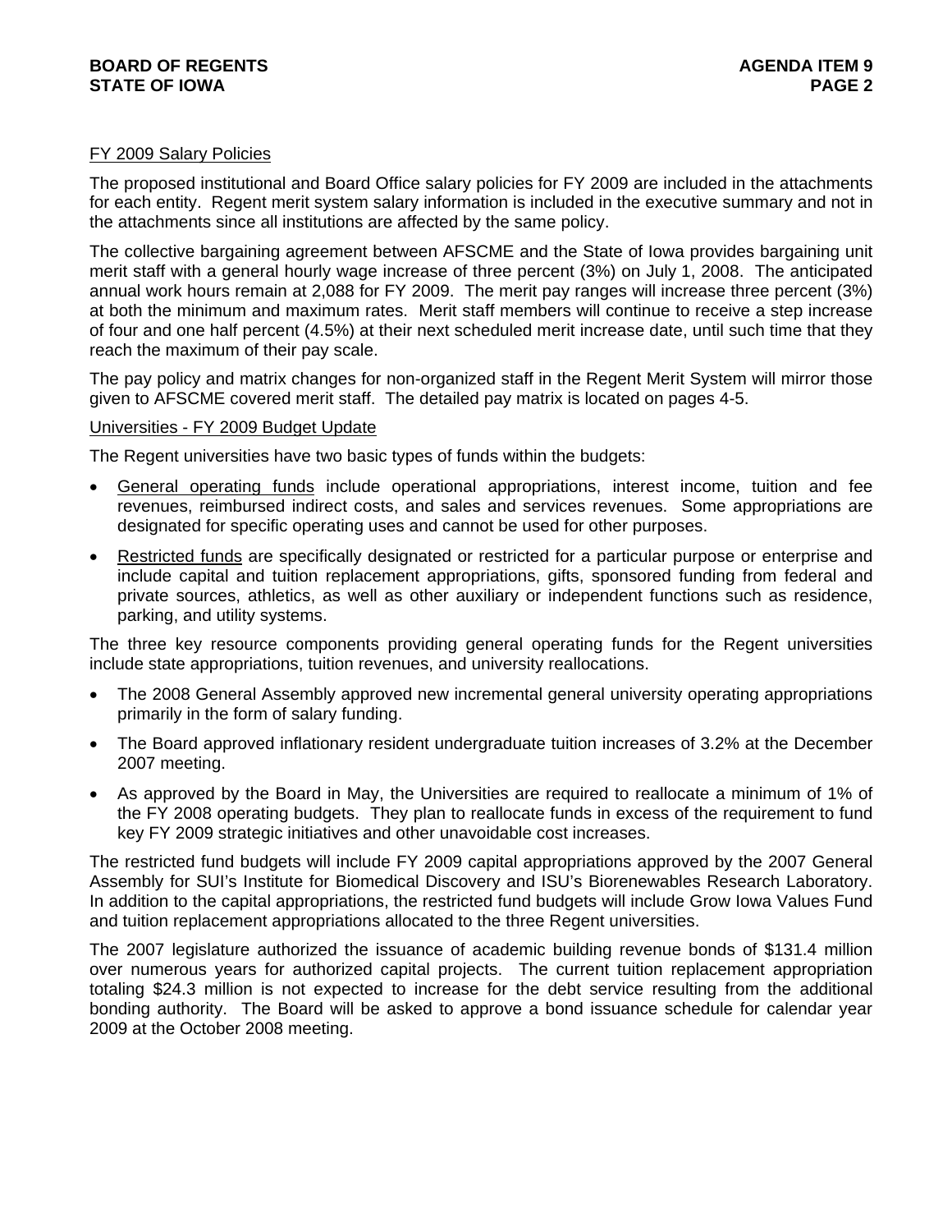FY 2009 Salary Policies

The proposed institutional and Board Office salary policies for FY 2009 are included in the attachments for each entity. Regent merit system salary information is included in the executive summary and not in the attachments since all institutions are affected by the same policy.

The collective bargaining agreement between AFSCME and the State of Iowa provides bargaining unit merit staff with a general hourly wage increase of three percent (3%) on July 1, 2008. The anticipated annual work hours remain at 2,088 for FY 2009. The merit pay ranges will increase three percent (3%) at both the minimum and maximum rates. Merit staff members will continue to receive a step increase of four and one half percent (4.5%) at their next scheduled merit increase date, until such time that they reach the maximum of their pay scale.

The pay policy and matrix changes for non-organized staff in the Regent Merit System will mirror those given to AFSCME covered merit staff. The detailed pay matrix is located on pages 4-5.

Universities - FY 2009 Budget Update

The Regent universities have two basic types of funds within the budgets:

- General operating funds include operational appropriations, interest income, tuition and fee revenues, reimbursed indirect costs, and sales and services revenues. Some appropriations are designated for specific operating uses and cannot be used for other purposes.
- Restricted funds are specifically designated or restricted for a particular purpose or enterprise and include capital and tuition replacement appropriations, gifts, sponsored funding from federal and private sources, athletics, as well as other auxiliary or independent functions such as residence, parking, and utility systems.

The three key resource components providing general operating funds for the Regent universities include state appropriations, tuition revenues, and university reallocations.

- The 2008 General Assembly approved new incremental general university operating appropriations primarily in the form of salary funding.
- The Board approved inflationary resident undergraduate tuition increases of 3.2% at the December 2007 meeting.
- As approved by the Board in May, the Universities are required to reallocate a minimum of 1% of the FY 2008 operating budgets. They plan to reallocate funds in excess of the requirement to fund key FY 2009 strategic initiatives and other unavoidable cost increases.

The restricted fund budgets will include FY 2009 capital appropriations approved by the 2007 General Assembly for SUI's Institute for Biomedical Discovery and ISU's Biorenewables Research Laboratory. In addition to the capital appropriations, the restricted fund budgets will include Grow Iowa Values Fund and tuition replacement appropriations allocated to the three Regent universities.

The 2007 legislature authorized the issuance of academic building revenue bonds of $131.4 million over numerous years for authorized capital projects. The current tuition replacement appropriation totaling $24.3 million is not expected to increase for the debt service resulting from the additional bonding authority. The Board will be asked to approve a bond issuance schedule for calendar year 2009 at the October 2008 meeting.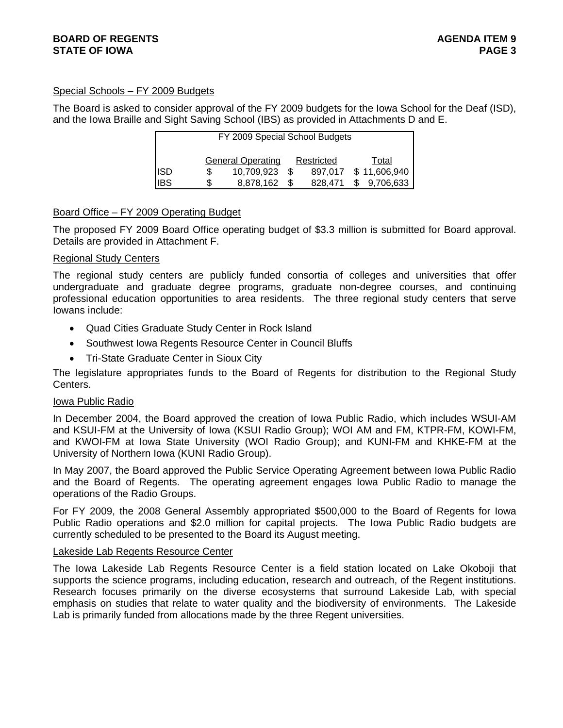## Special Schools – FY 2009 Budgets

The Board is asked to consider approval of the FY 2009 budgets for the Iowa School for the Deaf (ISD), and the Iowa Braille and Sight Saving School (IBS) as provided in Attachments D and E.

| FY 2009 Special School Budgets | | | |
|---|---|---|---|
| | General Operating | Restricted | Total |
| ISD | $ 10,709,923 | $ 897,017 | $ 11,606,940 |
| IBS | $ 8,878,162 | $ 828,471 | $ 9,706,633 |

## Board Office – FY 2009 Operating Budget

The proposed FY 2009 Board Office operating budget of $3.3 million is submitted for Board approval. Details are provided in Attachment F.

### Regional Study Centers

The regional study centers are publicly funded consortia of colleges and universities that offer undergraduate and graduate degree programs, graduate non-degree courses, and continuing professional education opportunities to area residents. The three regional study centers that serve Iowans include:

- Quad Cities Graduate Study Center in Rock Island
- Southwest Iowa Regents Resource Center in Council Bluffs
- Tri-State Graduate Center in Sioux City

The legislature appropriates funds to the Board of Regents for distribution to the Regional Study Centers.

### Iowa Public Radio

In December 2004, the Board approved the creation of Iowa Public Radio, which includes WSUI-AM and KSUI-FM at the University of Iowa (KSUI Radio Group); WOI AM and FM, KTPR-FM, KOWI-FM, and KWOI-FM at Iowa State University (WOI Radio Group); and KUNI-FM and KHKE-FM at the University of Northern Iowa (KUNI Radio Group).

In May 2007, the Board approved the Public Service Operating Agreement between Iowa Public Radio and the Board of Regents. The operating agreement engages Iowa Public Radio to manage the operations of the Radio Groups.

For FY 2009, the 2008 General Assembly appropriated $500,000 to the Board of Regents for Iowa Public Radio operations and $2.0 million for capital projects. The Iowa Public Radio budgets are currently scheduled to be presented to the Board its August meeting.

### Lakeside Lab Regents Resource Center

The Iowa Lakeside Lab Regents Resource Center is a field station located on Lake Okoboji that supports the science programs, including education, research and outreach, of the Regent institutions. Research focuses primarily on the diverse ecosystems that surround Lakeside Lab, with special emphasis on studies that relate to water quality and the biodiversity of environments. The Lakeside Lab is primarily funded from allocations made by the three Regent universities.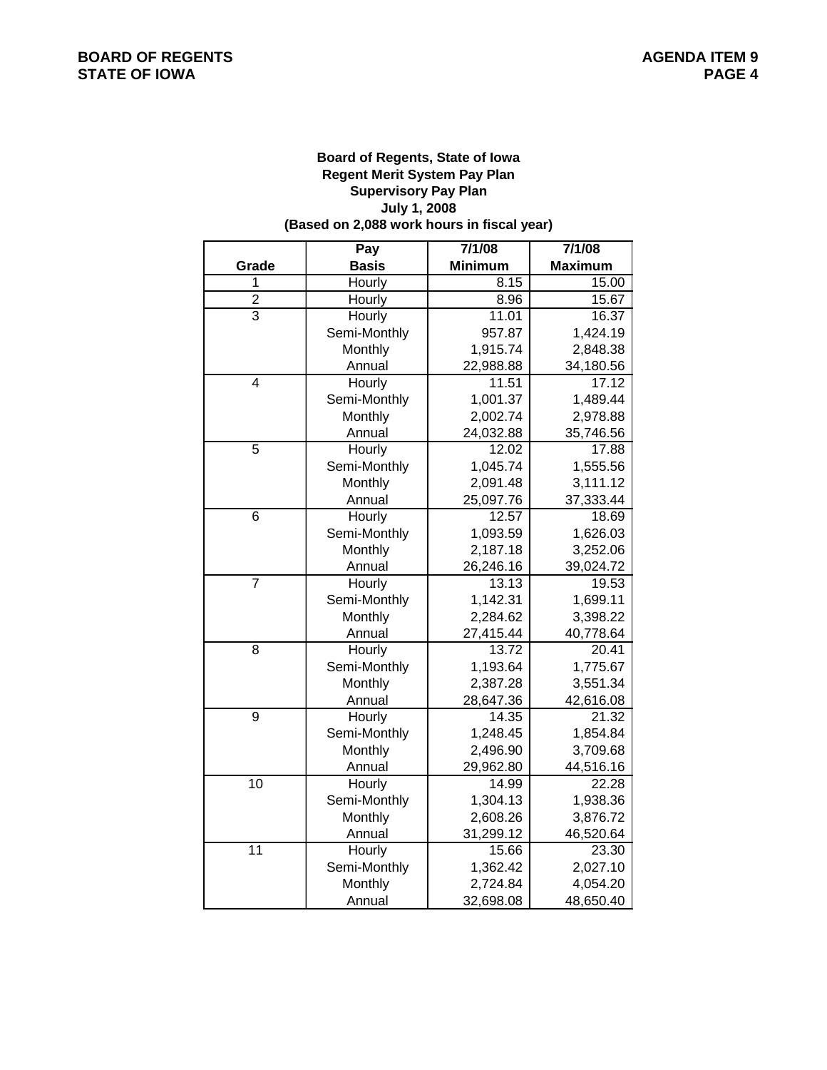**Board of Regents, State of Iowa**
**Regent Merit System Pay Plan**
**Supervisory Pay Plan**
**July 1, 2008**
**(Based on 2,088 work hours in fiscal year)**

| Grade | Pay Basis | 7/1/08 Minimum | 7/1/08 Maximum |
|---|---|---|---|
| 1 | Hourly | 8.15 | 15.00 |
| 2 | Hourly | 8.96 | 15.67 |
| 3 | Hourly | 11.01 | 16.37 |
| | Semi-Monthly | 957.87 | 1,424.19 |
| | Monthly | 1,915.74 | 2,848.38 |
| | Annual | 22,988.88 | 34,180.56 |
| 4 | Hourly | 11.51 | 17.12 |
| | Semi-Monthly | 1,001.37 | 1,489.44 |
| | Monthly | 2,002.74 | 2,978.88 |
| | Annual | 24,032.88 | 35,746.56 |
| 5 | Hourly | 12.02 | 17.88 |
| | Semi-Monthly | 1,045.74 | 1,555.56 |
| | Monthly | 2,091.48 | 3,111.12 |
| | Annual | 25,097.76 | 37,333.44 |
| 6 | Hourly | 12.57 | 18.69 |
| | Semi-Monthly | 1,093.59 | 1,626.03 |
| | Monthly | 2,187.18 | 3,252.06 |
| | Annual | 26,246.16 | 39,024.72 |
| 7 | Hourly | 13.13 | 19.53 |
| | Semi-Monthly | 1,142.31 | 1,699.11 |
| | Monthly | 2,284.62 | 3,398.22 |
| | Annual | 27,415.44 | 40,778.64 |
| 8 | Hourly | 13.72 | 20.41 |
| | Semi-Monthly | 1,193.64 | 1,775.67 |
| | Monthly | 2,387.28 | 3,551.34 |
| | Annual | 28,647.36 | 42,616.08 |
| 9 | Hourly | 14.35 | 21.32 |
| | Semi-Monthly | 1,248.45 | 1,854.84 |
| | Monthly | 2,496.90 | 3,709.68 |
| | Annual | 29,962.80 | 44,516.16 |
| 10 | Hourly | 14.99 | 22.28 |
| | Semi-Monthly | 1,304.13 | 1,938.36 |
| | Monthly | 2,608.26 | 3,876.72 |
| | Annual | 31,299.12 | 46,520.64 |
| 11 | Hourly | 15.66 | 23.30 |
| | Semi-Monthly | 1,362.42 | 2,027.10 |
| | Monthly | 2,724.84 | 4,054.20 |
| | Annual | 32,698.08 | 48,650.40 |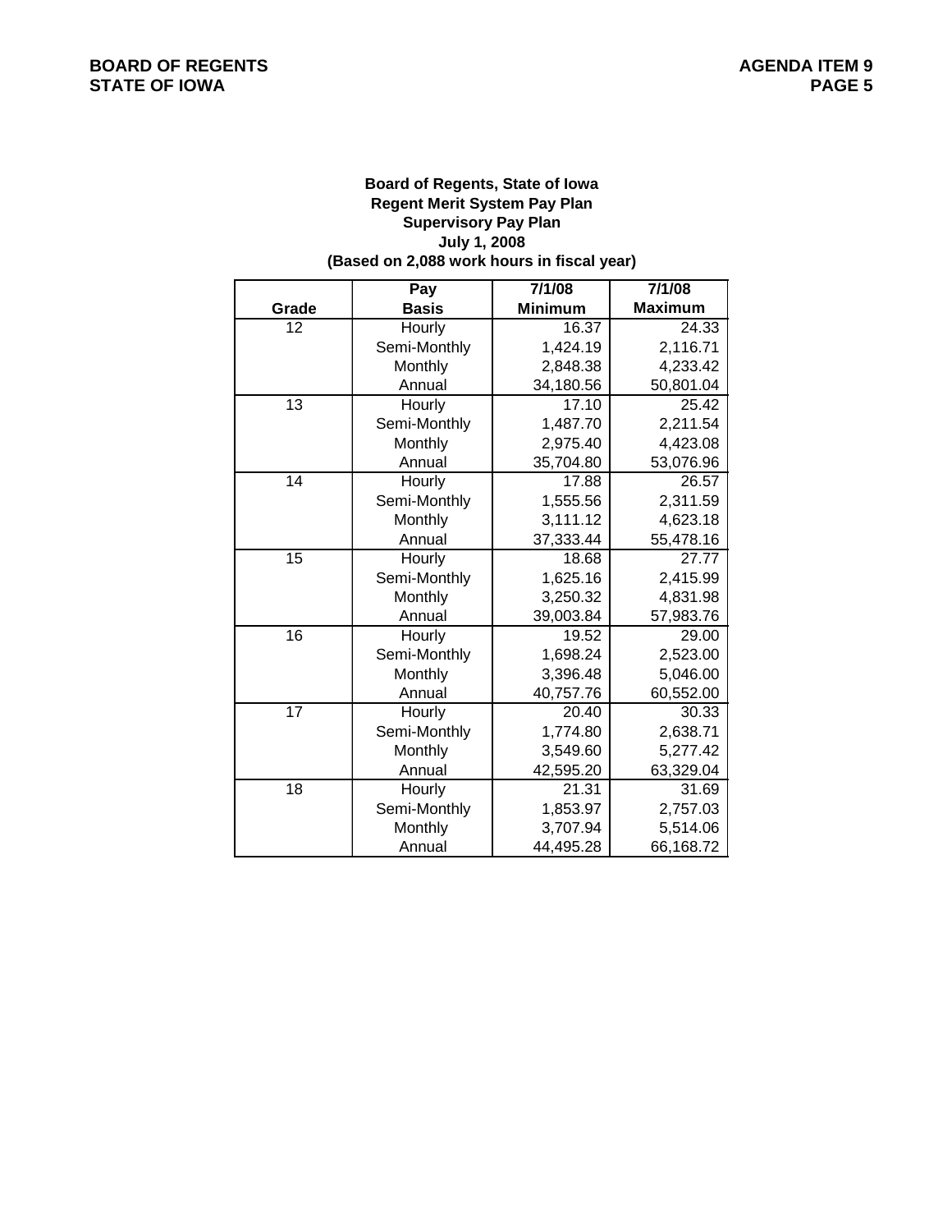**Board of Regents, State of Iowa**
**Regent Merit System Pay Plan**
**Supervisory Pay Plan**
**July 1, 2008**
**(Based on 2,088 work hours in fiscal year)**

| Grade | Pay Basis | 7/1/08 Minimum | 7/1/08 Maximum |
|---|---|---|---|
| 12 | Hourly | 16.37 | 24.33 |
| | Semi-Monthly | 1,424.19 | 2,116.71 |
| | Monthly | 2,848.38 | 4,233.42 |
| | Annual | 34,180.56 | 50,801.04 |
| 13 | Hourly | 17.10 | 25.42 |
| | Semi-Monthly | 1,487.70 | 2,211.54 |
| | Monthly | 2,975.40 | 4,423.08 |
| | Annual | 35,704.80 | 53,076.96 |
| 14 | Hourly | 17.88 | 26.57 |
| | Semi-Monthly | 1,555.56 | 2,311.59 |
| | Monthly | 3,111.12 | 4,623.18 |
| | Annual | 37,333.44 | 55,478.16 |
| 15 | Hourly | 18.68 | 27.77 |
| | Semi-Monthly | 1,625.16 | 2,415.99 |
| | Monthly | 3,250.32 | 4,831.98 |
| | Annual | 39,003.84 | 57,983.76 |
| 16 | Hourly | 19.52 | 29.00 |
| | Semi-Monthly | 1,698.24 | 2,523.00 |
| | Monthly | 3,396.48 | 5,046.00 |
| | Annual | 40,757.76 | 60,552.00 |
| 17 | Hourly | 20.40 | 30.33 |
| | Semi-Monthly | 1,774.80 | 2,638.71 |
| | Monthly | 3,549.60 | 5,277.42 |
| | Annual | 42,595.20 | 63,329.04 |
| 18 | Hourly | 21.31 | 31.69 |
| | Semi-Monthly | 1,853.97 | 2,757.03 |
| | Monthly | 3,707.94 | 5,514.06 |
| | Annual | 44,495.28 | 66,168.72 |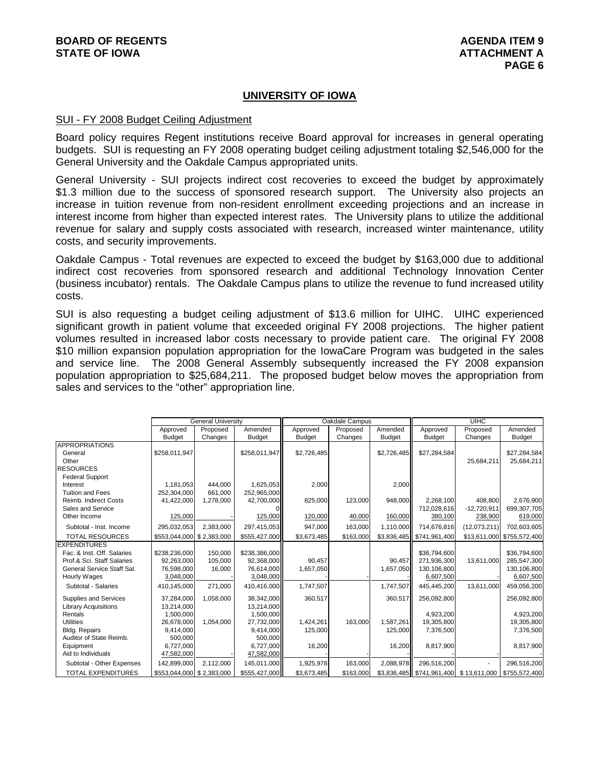**BOARD OF REGENTS**
**STATE OF IOWA**

**AGENDA ITEM 9**
**ATTACHMENT A**

## UNIVERSITY OF IOWA

### SUI - FY 2008 Budget Ceiling Adjustment

Board policy requires Regent institutions receive Board approval for increases in general operating budgets. SUI is requesting an FY 2008 operating budget ceiling adjustment totaling $2,546,000 for the General University and the Oakdale Campus appropriated units.

General University - SUI projects indirect cost recoveries to exceed the budget by approximately $1.3 million due to the success of sponsored research support. The University also projects an increase in tuition revenue from non-resident enrollment exceeding projections and an increase in interest income from higher than expected interest rates. The University plans to utilize the additional revenue for salary and supply costs associated with research, increased winter maintenance, utility costs, and security improvements.

Oakdale Campus - Total revenues are expected to exceed the budget by $163,000 due to additional indirect cost recoveries from sponsored research and additional Technology Innovation Center (business incubator) rentals. The Oakdale Campus plans to utilize the revenue to fund increased utility costs.

SUI is also requesting a budget ceiling adjustment of $13.6 million for UIHC. UIHC experienced significant growth in patient volume that exceeded original FY 2008 projections. The higher patient volumes resulted in increased labor costs necessary to provide patient care. The original FY 2008 $10 million expansion population appropriation for the IowaCare Program was budgeted in the sales and service line. The 2008 General Assembly subsequently increased the FY 2008 expansion population appropriation to $25,684,211. The proposed budget below moves the appropriation from sales and services to the "other" appropriation line.

| | General University | | | Oakdale Campus | | | UIHC | | |
|---|---|---|---|---|---|---|---|---|---|
| | Approved Budget | Proposed Changes | Amended Budget | Approved Budget | Proposed Changes | Amended Budget | Approved Budget | Proposed Changes | Amended Budget |
| APPROPRIATIONS | | | | | | | | | |
| General | $258,011,947 | | $258,011,947 | $2,726,485 | | $2,726,485 | $27,284,584 | | $27,284,584 |
| Other | | | | | | | | 25,684,211 | 25,684,211 |
| RESOURCES | | | | | | | | | |
| Federal Support | | | | | | | | | |
| Interest | 1,181,053 | 444,000 | 1,625,053 | 2,000 | | 2,000 | | | |
| Tuition and Fees | 252,304,000 | 661,000 | 252,965,000 | | | | | | |
| Reimb. Indirect Costs | 41,422,000 | 1,278,000 | 42,700,000 | 825,000 | 123,000 | 948,000 | 2,268,100 | 408,800 | 2,676,900 |
| Sales and Service | | | 0 | | | | 712,028,616 | -12,720,911 | 699,307,705 |
| Other Income | 125,000 | - | 125,000 | 120,000 | 40,000 | 160,000 | 380,100 | 238,900 | 619,000 |
| Subtotal - Inst. Income | 295,032,053 | 2,383,000 | 297,415,053 | 947,000 | 163,000 | 1,110,000 | 714,676,816 | (12,073,211) | 702,603,605 |
| TOTAL RESOURCES | $553,044,000 | $ 2,383,000 | $555,427,000 | $3,673,485 | $163,000 | $3,836,485 | $741,961,400 | $13,611,000 | $755,572,400 |
| EXPENDITURES | | | | | | | | | |
| Fac. & Inst. Off. Salaries | $238,236,000 | 150,000 | $238,386,000 | | | | $36,794,600 | | $36,794,600 |
| Prof.& Sci. Staff Salaries | 92,263,000 | 105,000 | 92,368,000 | 90,457 | | 90,457 | 271,936,300 | 13,611,000 | 285,547,300 |
| General Service Staff Sal. | 76,598,000 | 16,000 | 76,614,000 | 1,657,050 | | 1,657,050 | 130,106,800 | | 130,106,800 |
| Hourly Wages | 3,048,000 | - | 3,048,000 | - | - | - | 6,607,500 | | 6,607,500 |
| Subtotal - Salaries | 410,145,000 | 271,000 | 410,416,000 | 1,747,507 | | 1,747,507 | 445,445,200 | 13,611,000 | 459,056,200 |
| Supplies and Services | 37,284,000 | 1,058,000 | 38,342,000 | 360,517 | | 360,517 | 256,092,800 | | 256,092,800 |
| Library Acquisitions | 13,214,000 | | 13,214,000 | | | | | | |
| Rentals | 1,500,000 | | 1,500,000 | | | | 4,923,200 | | 4,923,200 |
| Utilities | 26,678,000 | 1,054,000 | 27,732,000 | 1,424,261 | 163,000 | 1,587,261 | 19,305,800 | | 19,305,800 |
| Bldg. Repairs | 9,414,000 | | 9,414,000 | 125,000 | | 125,000 | 7,376,500 | | 7,376,500 |
| Auditor of State Reimb. | 500,000 | | 500,000 | | | | | | |
| Equipment | 6,727,000 | | 6,727,000 | 16,200 | | 16,200 | 8,817,900 | | 8,817,900 |
| Aid to Individuals | 47,582,000 | - | 47,582,000 | - | - | - | - | - | - |
| Subtotal - Other Expenses | 142,899,000 | 2,112,000 | 145,011,000 | 1,925,978 | 163,000 | 2,088,978 | 296,516,200 | - | 296,516,200 |
| TOTAL EXPENDITURES | $553,044,000 | $ 2,383,000 | $555,427,000 | $3,673,485 | $163,000 | $3,836,485 | $741,961,400 | $ 13,611,000 | $755,572,400 |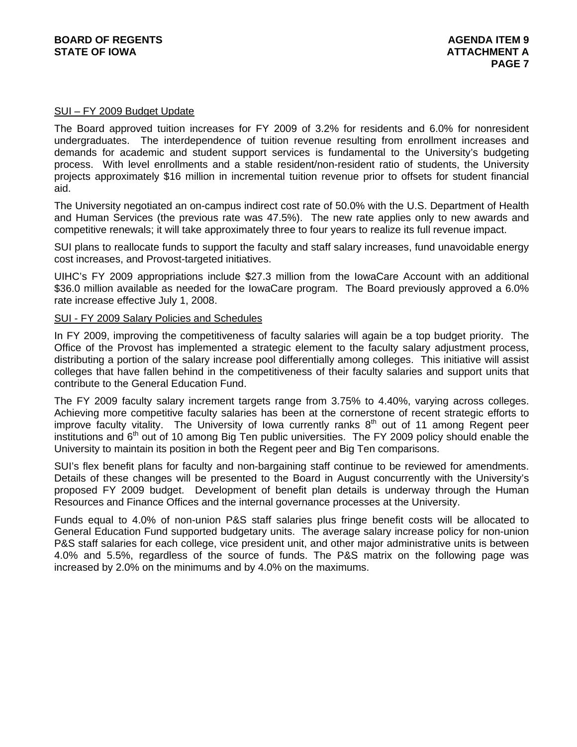## SUI – FY 2009 Budget Update

The Board approved tuition increases for FY 2009 of 3.2% for residents and 6.0% for nonresident undergraduates. The interdependence of tuition revenue resulting from enrollment increases and demands for academic and student support services is fundamental to the University's budgeting process. With level enrollments and a stable resident/non-resident ratio of students, the University projects approximately $16 million in incremental tuition revenue prior to offsets for student financial aid.

The University negotiated an on-campus indirect cost rate of 50.0% with the U.S. Department of Health and Human Services (the previous rate was 47.5%). The new rate applies only to new awards and competitive renewals; it will take approximately three to four years to realize its full revenue impact.

SUI plans to reallocate funds to support the faculty and staff salary increases, fund unavoidable energy cost increases, and Provost-targeted initiatives.

UIHC's FY 2009 appropriations include $27.3 million from the IowaCare Account with an additional $36.0 million available as needed for the IowaCare program. The Board previously approved a 6.0% rate increase effective July 1, 2008.

## SUI - FY 2009 Salary Policies and Schedules

In FY 2009, improving the competitiveness of faculty salaries will again be a top budget priority. The Office of the Provost has implemented a strategic element to the faculty salary adjustment process, distributing a portion of the salary increase pool differentially among colleges. This initiative will assist colleges that have fallen behind in the competitiveness of their faculty salaries and support units that contribute to the General Education Fund.

The FY 2009 faculty salary increment targets range from 3.75% to 4.40%, varying across colleges. Achieving more competitive faculty salaries has been at the cornerstone of recent strategic efforts to improve faculty vitality. The University of Iowa currently ranks 8th out of 11 among Regent peer institutions and 6th out of 10 among Big Ten public universities. The FY 2009 policy should enable the University to maintain its position in both the Regent peer and Big Ten comparisons.

SUI's flex benefit plans for faculty and non-bargaining staff continue to be reviewed for amendments. Details of these changes will be presented to the Board in August concurrently with the University's proposed FY 2009 budget. Development of benefit plan details is underway through the Human Resources and Finance Offices and the internal governance processes at the University.

Funds equal to 4.0% of non-union P&S staff salaries plus fringe benefit costs will be allocated to General Education Fund supported budgetary units. The average salary increase policy for non-union P&S staff salaries for each college, vice president unit, and other major administrative units is between 4.0% and 5.5%, regardless of the source of funds. The P&S matrix on the following page was increased by 2.0% on the minimums and by 4.0% on the maximums.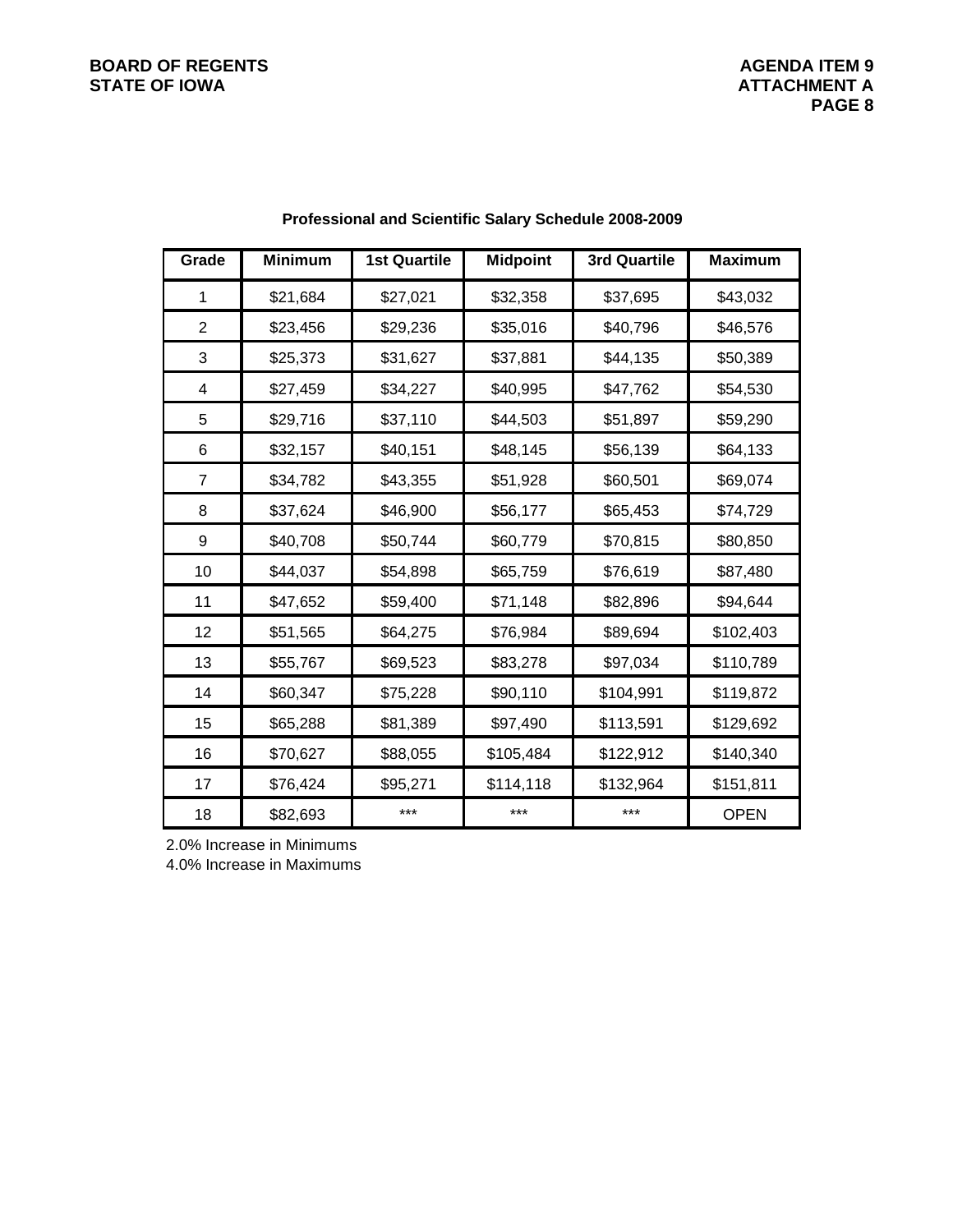**Professional and Scientific Salary Schedule 2008-2009**

| Grade | Minimum | 1st Quartile | Midpoint | 3rd Quartile | Maximum |
|---|---|---|---|---|---|
| 1 | $21,684 | $27,021 | $32,358 | $37,695 | $43,032 |
| 2 | $23,456 | $29,236 | $35,016 | $40,796 | $46,576 |
| 3 | $25,373 | $31,627 | $37,881 | $44,135 | $50,389 |
| 4 | $27,459 | $34,227 | $40,995 | $47,762 | $54,530 |
| 5 | $29,716 | $37,110 | $44,503 | $51,897 | $59,290 |
| 6 | $32,157 | $40,151 | $48,145 | $56,139 | $64,133 |
| 7 | $34,782 | $43,355 | $51,928 | $60,501 | $69,074 |
| 8 | $37,624 | $46,900 | $56,177 | $65,453 | $74,729 |
| 9 | $40,708 | $50,744 | $60,779 | $70,815 | $80,850 |
| 10 | $44,037 | $54,898 | $65,759 | $76,619 | $87,480 |
| 11 | $47,652 | $59,400 | $71,148 | $82,896 | $94,644 |
| 12 | $51,565 | $64,275 | $76,984 | $89,694 | $102,403 |
| 13 | $55,767 | $69,523 | $83,278 | $97,034 | $110,789 |
| 14 | $60,347 | $75,228 | $90,110 | $104,991 | $119,872 |
| 15 | $65,288 | $81,389 | $97,490 | $113,591 | $129,692 |
| 16 | $70,627 | $88,055 | $105,484 | $122,912 | $140,340 |
| 17 | $76,424 | $95,271 | $114,118 | $132,964 | $151,811 |
| 18 | $82,693 | *** | *** | *** | OPEN |

2.0% Increase in Minimums
4.0% Increase in Maximums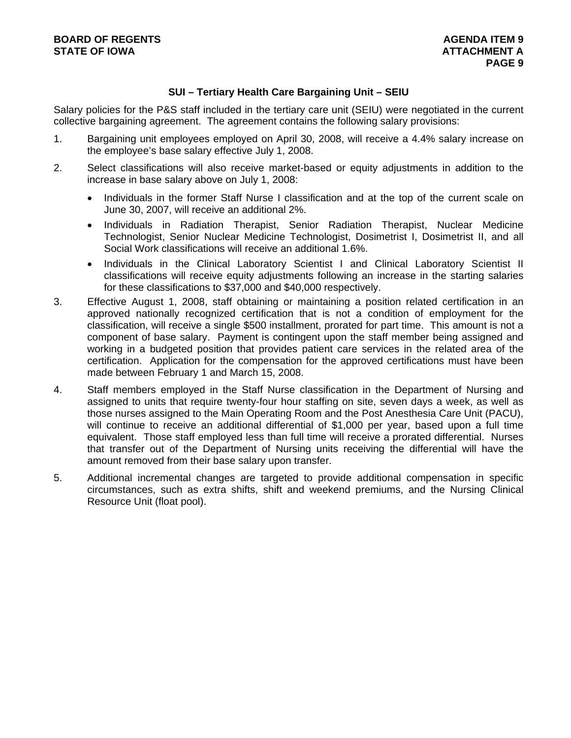## SUI – Tertiary Health Care Bargaining Unit – SEIU

Salary policies for the P&S staff included in the tertiary care unit (SEIU) were negotiated in the current collective bargaining agreement. The agreement contains the following salary provisions:

1. Bargaining unit employees employed on April 30, 2008, will receive a 4.4% salary increase on the employee's base salary effective July 1, 2008.

2. Select classifications will also receive market-based or equity adjustments in addition to the increase in base salary above on July 1, 2008:
   - Individuals in the former Staff Nurse I classification and at the top of the current scale on June 30, 2007, will receive an additional 2%.
   - Individuals in Radiation Therapist, Senior Radiation Therapist, Nuclear Medicine Technologist, Senior Nuclear Medicine Technologist, Dosimetrist I, Dosimetrist II, and all Social Work classifications will receive an additional 1.6%.
   - Individuals in the Clinical Laboratory Scientist I and Clinical Laboratory Scientist II classifications will receive equity adjustments following an increase in the starting salaries for these classifications to $37,000 and $40,000 respectively.

3. Effective August 1, 2008, staff obtaining or maintaining a position related certification in an approved nationally recognized certification that is not a condition of employment for the classification, will receive a single $500 installment, prorated for part time. This amount is not a component of base salary. Payment is contingent upon the staff member being assigned and working in a budgeted position that provides patient care services in the related area of the certification. Application for the compensation for the approved certifications must have been made between February 1 and March 15, 2008.

4. Staff members employed in the Staff Nurse classification in the Department of Nursing and assigned to units that require twenty-four hour staffing on site, seven days a week, as well as those nurses assigned to the Main Operating Room and the Post Anesthesia Care Unit (PACU), will continue to receive an additional differential of $1,000 per year, based upon a full time equivalent. Those staff employed less than full time will receive a prorated differential. Nurses that transfer out of the Department of Nursing units receiving the differential will have the amount removed from their base salary upon transfer.

5. Additional incremental changes are targeted to provide additional compensation in specific circumstances, such as extra shifts, shift and weekend premiums, and the Nursing Clinical Resource Unit (float pool).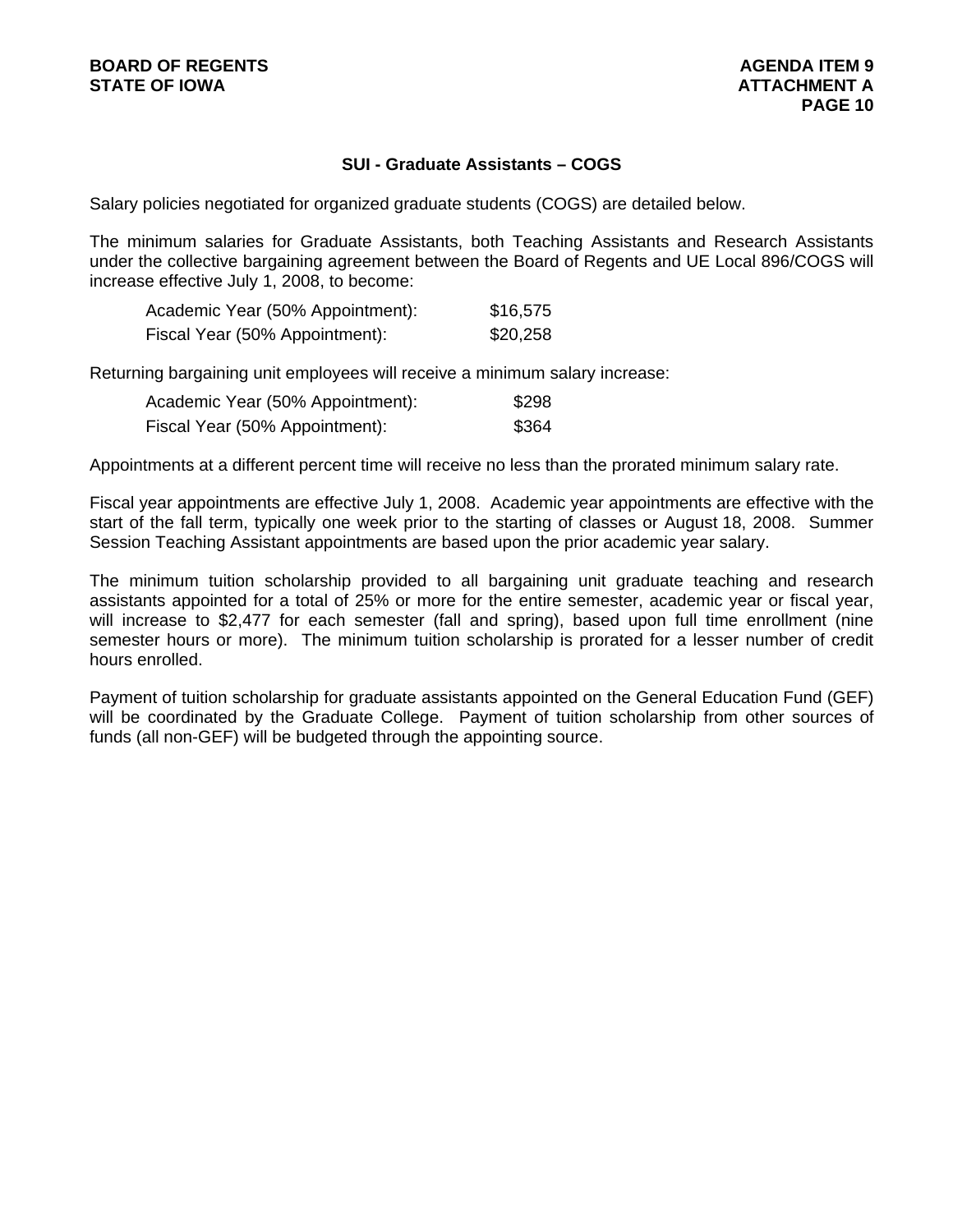## SUI - Graduate Assistants – COGS

Salary policies negotiated for organized graduate students (COGS) are detailed below.

The minimum salaries for Graduate Assistants, both Teaching Assistants and Research Assistants under the collective bargaining agreement between the Board of Regents and UE Local 896/COGS will increase effective July 1, 2008, to become:

| | |
|---|---|
| Academic Year (50% Appointment): | $16,575 |
| Fiscal Year (50% Appointment): | $20,258 |

Returning bargaining unit employees will receive a minimum salary increase:

| | |
|---|---|
| Academic Year (50% Appointment): | $298 |
| Fiscal Year (50% Appointment): | $364 |

Appointments at a different percent time will receive no less than the prorated minimum salary rate.

Fiscal year appointments are effective July 1, 2008. Academic year appointments are effective with the start of the fall term, typically one week prior to the starting of classes or August 18, 2008. Summer Session Teaching Assistant appointments are based upon the prior academic year salary.

The minimum tuition scholarship provided to all bargaining unit graduate teaching and research assistants appointed for a total of 25% or more for the entire semester, academic year or fiscal year, will increase to $2,477 for each semester (fall and spring), based upon full time enrollment (nine semester hours or more). The minimum tuition scholarship is prorated for a lesser number of credit hours enrolled.

Payment of tuition scholarship for graduate assistants appointed on the General Education Fund (GEF) will be coordinated by the Graduate College. Payment of tuition scholarship from other sources of funds (all non-GEF) will be budgeted through the appointing source.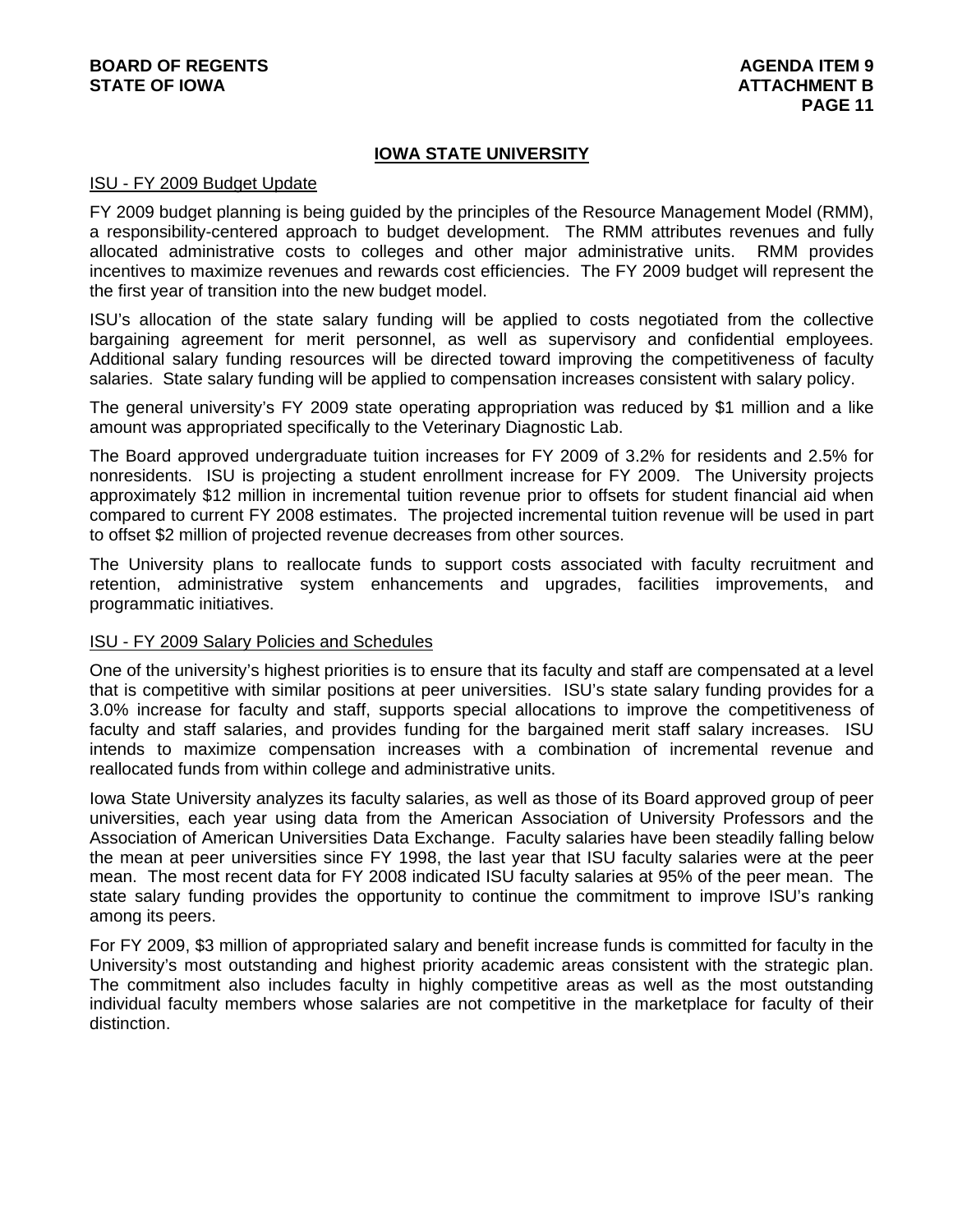## IOWA STATE UNIVERSITY

### ISU - FY 2009 Budget Update

FY 2009 budget planning is being guided by the principles of the Resource Management Model (RMM), a responsibility-centered approach to budget development. The RMM attributes revenues and fully allocated administrative costs to colleges and other major administrative units. RMM provides incentives to maximize revenues and rewards cost efficiencies. The FY 2009 budget will represent the the first year of transition into the new budget model.

ISU's allocation of the state salary funding will be applied to costs negotiated from the collective bargaining agreement for merit personnel, as well as supervisory and confidential employees. Additional salary funding resources will be directed toward improving the competitiveness of faculty salaries. State salary funding will be applied to compensation increases consistent with salary policy.

The general university's FY 2009 state operating appropriation was reduced by $1 million and a like amount was appropriated specifically to the Veterinary Diagnostic Lab.

The Board approved undergraduate tuition increases for FY 2009 of 3.2% for residents and 2.5% for nonresidents. ISU is projecting a student enrollment increase for FY 2009. The University projects approximately $12 million in incremental tuition revenue prior to offsets for student financial aid when compared to current FY 2008 estimates. The projected incremental tuition revenue will be used in part to offset $2 million of projected revenue decreases from other sources.

The University plans to reallocate funds to support costs associated with faculty recruitment and retention, administrative system enhancements and upgrades, facilities improvements, and programmatic initiatives.

### ISU - FY 2009 Salary Policies and Schedules

One of the university's highest priorities is to ensure that its faculty and staff are compensated at a level that is competitive with similar positions at peer universities. ISU's state salary funding provides for a 3.0% increase for faculty and staff, supports special allocations to improve the competitiveness of faculty and staff salaries, and provides funding for the bargained merit staff salary increases. ISU intends to maximize compensation increases with a combination of incremental revenue and reallocated funds from within college and administrative units.

Iowa State University analyzes its faculty salaries, as well as those of its Board approved group of peer universities, each year using data from the American Association of University Professors and the Association of American Universities Data Exchange. Faculty salaries have been steadily falling below the mean at peer universities since FY 1998, the last year that ISU faculty salaries were at the peer mean. The most recent data for FY 2008 indicated ISU faculty salaries at 95% of the peer mean. The state salary funding provides the opportunity to continue the commitment to improve ISU's ranking among its peers.

For FY 2009, $3 million of appropriated salary and benefit increase funds is committed for faculty in the University's most outstanding and highest priority academic areas consistent with the strategic plan. The commitment also includes faculty in highly competitive areas as well as the most outstanding individual faculty members whose salaries are not competitive in the marketplace for faculty of their distinction.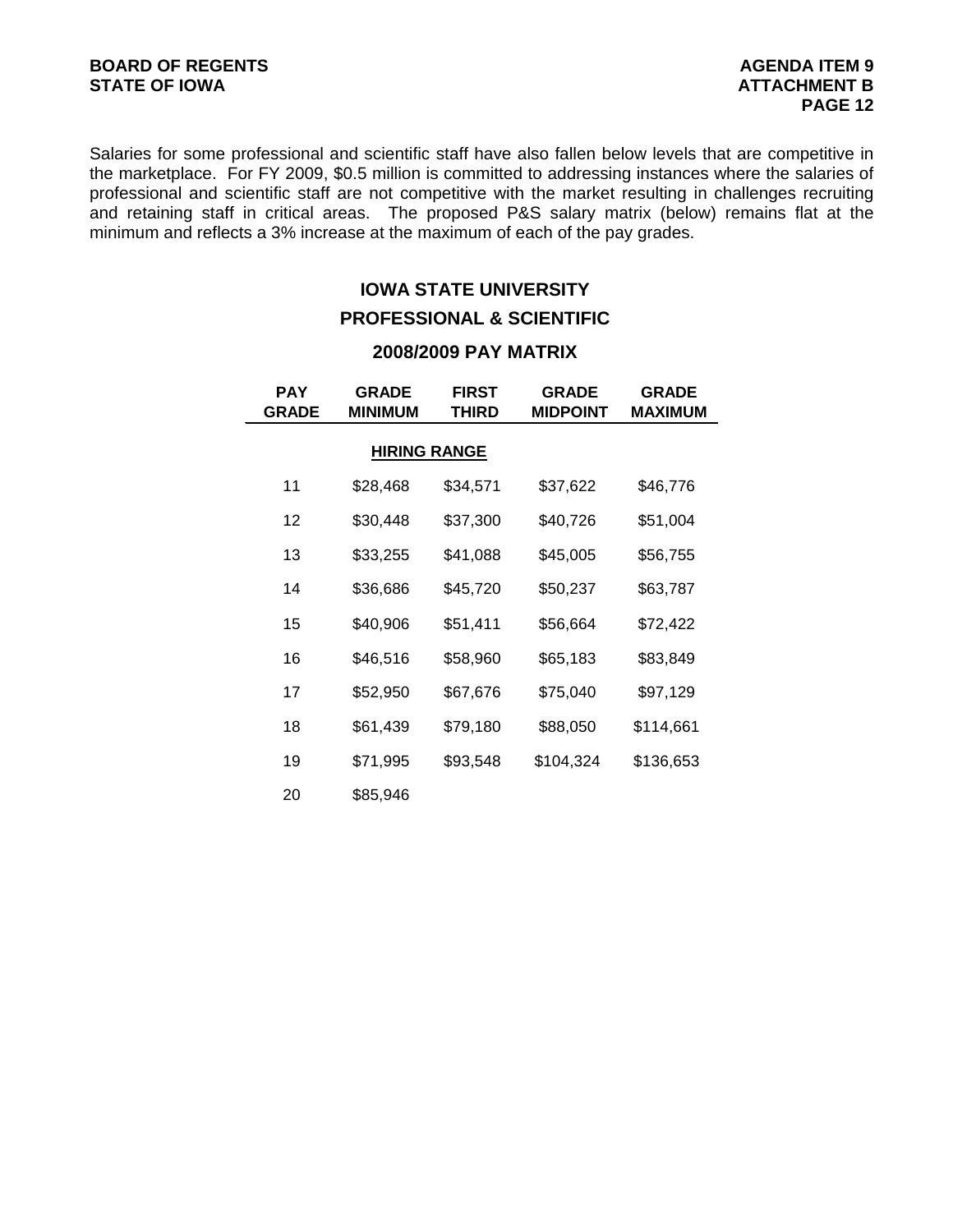Salaries for some professional and scientific staff have also fallen below levels that are competitive in the marketplace. For FY 2009, $0.5 million is committed to addressing instances where the salaries of professional and scientific staff are not competitive with the market resulting in challenges recruiting and retaining staff in critical areas. The proposed P&S salary matrix (below) remains flat at the minimum and reflects a 3% increase at the maximum of each of the pay grades.

## IOWA STATE UNIVERSITY
## PROFESSIONAL & SCIENTIFIC
### 2008/2009 PAY MATRIX

| PAY GRADE | GRADE MINIMUM | FIRST THIRD | GRADE MIDPOINT | GRADE MAXIMUM |
|---|---|---|---|---|
| | **HIRING RANGE** | | | |
| 11 | $28,468 | $34,571 | $37,622 | $46,776 |
| 12 | $30,448 | $37,300 | $40,726 | $51,004 |
| 13 | $33,255 | $41,088 | $45,005 | $56,755 |
| 14 | $36,686 | $45,720 | $50,237 | $63,787 |
| 15 | $40,906 | $51,411 | $56,664 | $72,422 |
| 16 | $46,516 | $58,960 | $65,183 | $83,849 |
| 17 | $52,950 | $67,676 | $75,040 | $97,129 |
| 18 | $61,439 | $79,180 | $88,050 | $114,661 |
| 19 | $71,995 | $93,548 | $104,324 | $136,653 |
| 20 | $85,946 | | | |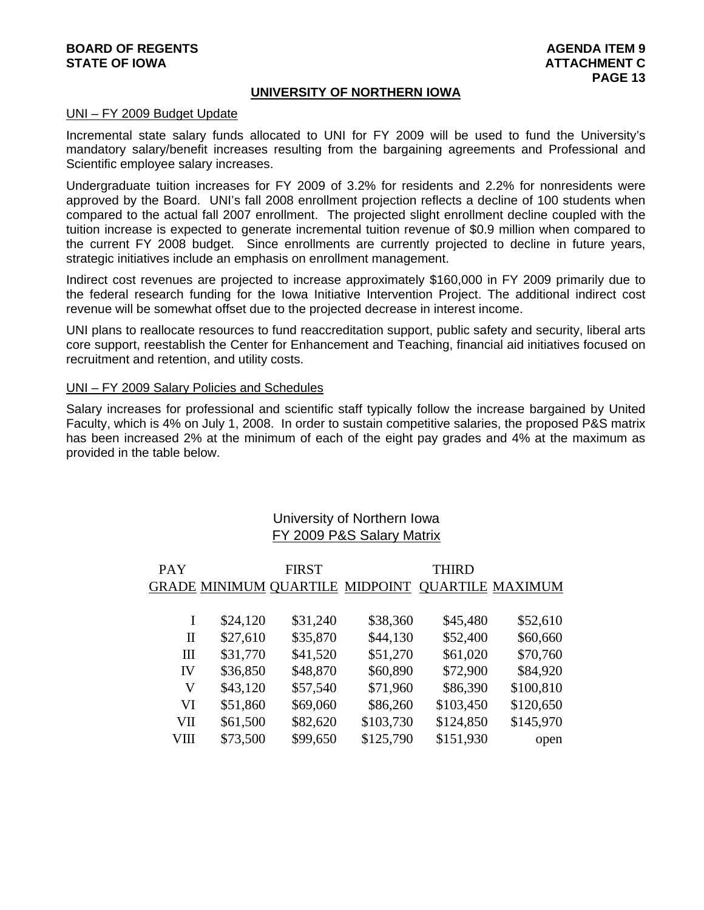## UNIVERSITY OF NORTHERN IOWA

### UNI – FY 2009 Budget Update

Incremental state salary funds allocated to UNI for FY 2009 will be used to fund the University's mandatory salary/benefit increases resulting from the bargaining agreements and Professional and Scientific employee salary increases.

Undergraduate tuition increases for FY 2009 of 3.2% for residents and 2.2% for nonresidents were approved by the Board. UNI's fall 2008 enrollment projection reflects a decline of 100 students when compared to the actual fall 2007 enrollment. The projected slight enrollment decline coupled with the tuition increase is expected to generate incremental tuition revenue of $0.9 million when compared to the current FY 2008 budget. Since enrollments are currently projected to decline in future years, strategic initiatives include an emphasis on enrollment management.

Indirect cost revenues are projected to increase approximately $160,000 in FY 2009 primarily due to the federal research funding for the Iowa Initiative Intervention Project. The additional indirect cost revenue will be somewhat offset due to the projected decrease in interest income.

UNI plans to reallocate resources to fund reaccreditation support, public safety and security, liberal arts core support, reestablish the Center for Enhancement and Teaching, financial aid initiatives focused on recruitment and retention, and utility costs.

### UNI – FY 2009 Salary Policies and Schedules

Salary increases for professional and scientific staff typically follow the increase bargained by United Faculty, which is 4% on July 1, 2008. In order to sustain competitive salaries, the proposed P&S matrix has been increased 2% at the minimum of each of the eight pay grades and 4% at the maximum as provided in the table below.

University of Northern Iowa
FY 2009 P&S Salary Matrix

| PAY GRADE | MINIMUM | FIRST QUARTILE | MIDPOINT | THIRD QUARTILE | MAXIMUM |
|---|---|---|---|---|---|
| I | $24,120 | $31,240 | $38,360 | $45,480 | $52,610 |
| II | $27,610 | $35,870 | $44,130 | $52,400 | $60,660 |
| III | $31,770 | $41,520 | $51,270 | $61,020 | $70,760 |
| IV | $36,850 | $48,870 | $60,890 | $72,900 | $84,920 |
| V | $43,120 | $57,540 | $71,960 | $86,390 | $100,810 |
| VI | $51,860 | $69,060 | $86,260 | $103,450 | $120,650 |
| VII | $61,500 | $82,620 | $103,730 | $124,850 | $145,970 |
| VIII | $73,500 | $99,650 | $125,790 | $151,930 | open |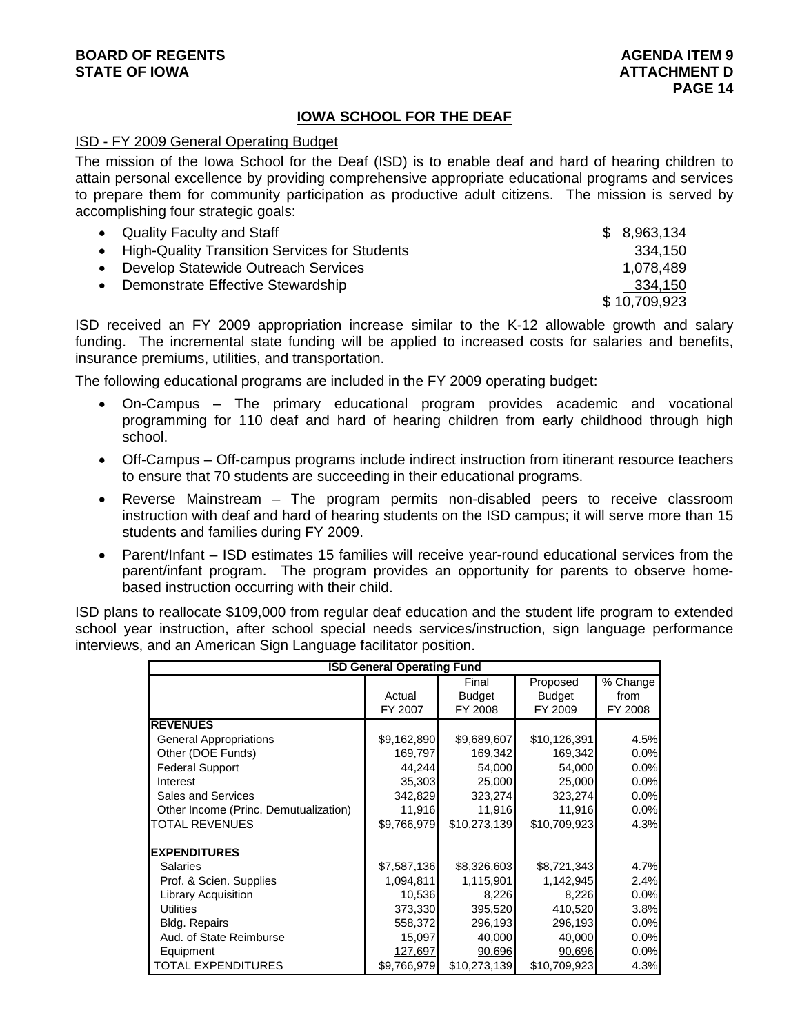# IOWA SCHOOL FOR THE DEAF

## ISD - FY 2009 General Operating Budget

The mission of the Iowa School for the Deaf (ISD) is to enable deaf and hard of hearing children to attain personal excellence by providing comprehensive appropriate educational programs and services to prepare them for community participation as productive adult citizens. The mission is served by accomplishing four strategic goals:

| | |
|---|---|
| • Quality Faculty and Staff | $ 8,963,134 |
| • High-Quality Transition Services for Students | 334,150 |
| • Develop Statewide Outreach Services | 1,078,489 |
| • Demonstrate Effective Stewardship | 334,150 |
| | $ 10,709,923 |

ISD received an FY 2009 appropriation increase similar to the K-12 allowable growth and salary funding. The incremental state funding will be applied to increased costs for salaries and benefits, insurance premiums, utilities, and transportation.

The following educational programs are included in the FY 2009 operating budget:

- On-Campus – The primary educational program provides academic and vocational programming for 110 deaf and hard of hearing children from early childhood through high school.
- Off-Campus – Off-campus programs include indirect instruction from itinerant resource teachers to ensure that 70 students are succeeding in their educational programs.
- Reverse Mainstream – The program permits non-disabled peers to receive classroom instruction with deaf and hard of hearing students on the ISD campus; it will serve more than 15 students and families during FY 2009.
- Parent/Infant – ISD estimates 15 families will receive year-round educational services from the parent/infant program. The program provides an opportunity for parents to observe home-based instruction occurring with their child.

ISD plans to reallocate $109,000 from regular deaf education and the student life program to extended school year instruction, after school special needs services/instruction, sign language performance interviews, and an American Sign Language facilitator position.

| ISD General Operating Fund | Actual FY 2007 | Final Budget FY 2008 | Proposed Budget FY 2009 | % Change from FY 2008 |
|---|---|---|---|---|
| **REVENUES** | | | | |
| General Appropriations | $9,162,890 | $9,689,607 | $10,126,391 | 4.5% |
| Other (DOE Funds) | 169,797 | 169,342 | 169,342 | 0.0% |
| Federal Support | 44,244 | 54,000 | 54,000 | 0.0% |
| Interest | 35,303 | 25,000 | 25,000 | 0.0% |
| Sales and Services | 342,829 | 323,274 | 323,274 | 0.0% |
| Other Income (Princ. Demutualization) | 11,916 | 11,916 | 11,916 | 0.0% |
| TOTAL REVENUES | $9,766,979 | $10,273,139 | $10,709,923 | 4.3% |
| **EXPENDITURES** | | | | |
| Salaries | $7,587,136 | $8,326,603 | $8,721,343 | 4.7% |
| Prof. & Scien. Supplies | 1,094,811 | 1,115,901 | 1,142,945 | 2.4% |
| Library Acquisition | 10,536 | 8,226 | 8,226 | 0.0% |
| Utilities | 373,330 | 395,520 | 410,520 | 3.8% |
| Bldg. Repairs | 558,372 | 296,193 | 296,193 | 0.0% |
| Aud. of State Reimburse | 15,097 | 40,000 | 40,000 | 0.0% |
| Equipment | 127,697 | 90,696 | 90,696 | 0.0% |
| TOTAL EXPENDITURES | $9,766,979 | $10,273,139 | $10,709,923 | 4.3% |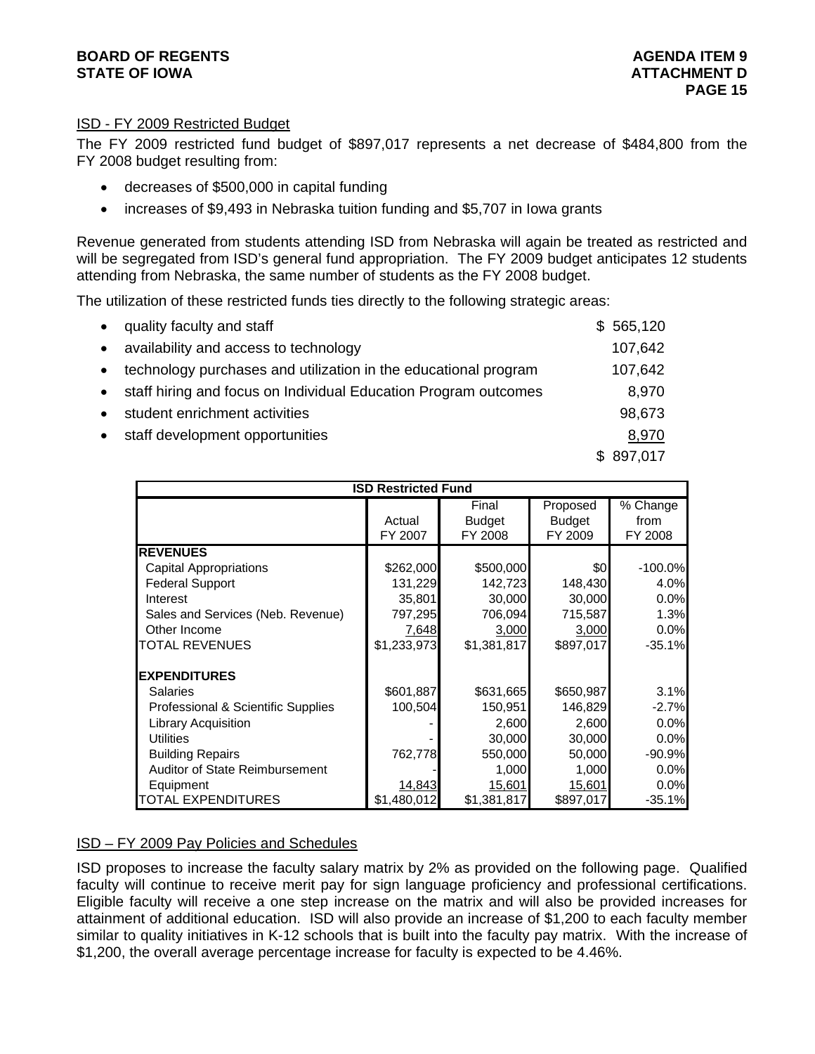## ISD - FY 2009 Restricted Budget

The FY 2009 restricted fund budget of $897,017 represents a net decrease of $484,800 from the FY 2008 budget resulting from:

- decreases of $500,000 in capital funding
- increases of $9,493 in Nebraska tuition funding and $5,707 in Iowa grants

Revenue generated from students attending ISD from Nebraska will again be treated as restricted and will be segregated from ISD's general fund appropriation. The FY 2009 budget anticipates 12 students attending from Nebraska, the same number of students as the FY 2008 budget.

The utilization of these restricted funds ties directly to the following strategic areas:

| | |
|---|---:|
| • quality faculty and staff | $ 565,120 |
| • availability and access to technology | 107,642 |
| • technology purchases and utilization in the educational program | 107,642 |
| • staff hiring and focus on Individual Education Program outcomes | 8,970 |
| • student enrichment activities | 98,673 |
| • staff development opportunities | 8,970 |
| | $ 897,017 |

| ISD Restricted Fund | | | | |
|---|---:|---:|---:|---:|
| | Actual FY 2007 | Final Budget FY 2008 | Proposed Budget FY 2009 | % Change from FY 2008 |
| **REVENUES** | | | | |
| Capital Appropriations | $262,000 | $500,000 | $0 | -100.0% |
| Federal Support | 131,229 | 142,723 | 148,430 | 4.0% |
| Interest | 35,801 | 30,000 | 30,000 | 0.0% |
| Sales and Services (Neb. Revenue) | 797,295 | 706,094 | 715,587 | 1.3% |
| Other Income | 7,648 | 3,000 | 3,000 | 0.0% |
| TOTAL REVENUES | $1,233,973 | $1,381,817 | $897,017 | -35.1% |
| **EXPENDITURES** | | | | |
| Salaries | $601,887 | $631,665 | $650,987 | 3.1% |
| Professional & Scientific Supplies | 100,504 | 150,951 | 146,829 | -2.7% |
| Library Acquisition | - | 2,600 | 2,600 | 0.0% |
| Utilities | - | 30,000 | 30,000 | 0.0% |
| Building Repairs | 762,778 | 550,000 | 50,000 | -90.9% |
| Auditor of State Reimbursement | - | 1,000 | 1,000 | 0.0% |
| Equipment | 14,843 | 15,601 | 15,601 | 0.0% |
| TOTAL EXPENDITURES | $1,480,012 | $1,381,817 | $897,017 | -35.1% |

## ISD – FY 2009 Pay Policies and Schedules

ISD proposes to increase the faculty salary matrix by 2% as provided on the following page. Qualified faculty will continue to receive merit pay for sign language proficiency and professional certifications. Eligible faculty will receive a one step increase on the matrix and will also be provided increases for attainment of additional education. ISD will also provide an increase of $1,200 to each faculty member similar to quality initiatives in K-12 schools that is built into the faculty pay matrix. With the increase of $1,200, the overall average percentage increase for faculty is expected to be 4.46%.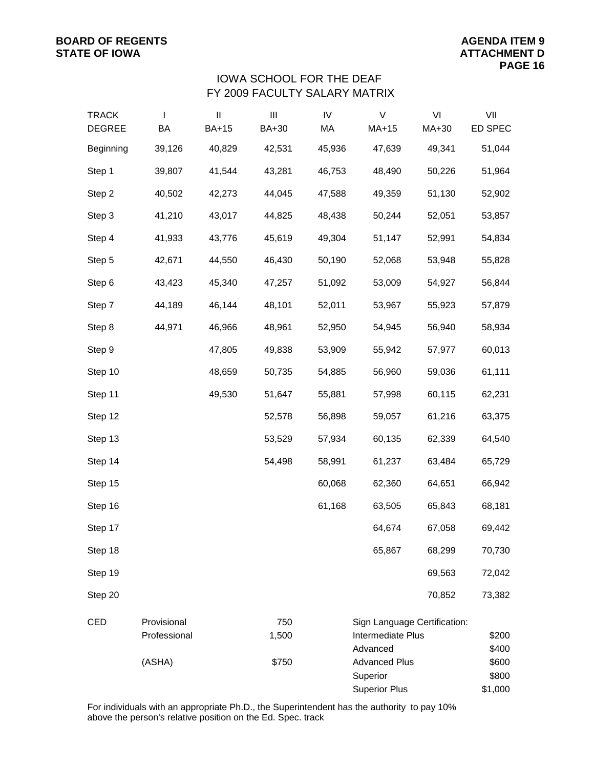## IOWA SCHOOL FOR THE DEAF
## FY 2009 FACULTY SALARY MATRIX

| TRACK | I | II | III | IV | V | VI | VII |
|---|---|---|---|---|---|---|---|
| DEGREE | BA | BA+15 | BA+30 | MA | MA+15 | MA+30 | ED SPEC |
| Beginning | 39,126 | 40,829 | 42,531 | 45,936 | 47,639 | 49,341 | 51,044 |
| Step 1 | 39,807 | 41,544 | 43,281 | 46,753 | 48,490 | 50,226 | 51,964 |
| Step 2 | 40,502 | 42,273 | 44,045 | 47,588 | 49,359 | 51,130 | 52,902 |
| Step 3 | 41,210 | 43,017 | 44,825 | 48,438 | 50,244 | 52,051 | 53,857 |
| Step 4 | 41,933 | 43,776 | 45,619 | 49,304 | 51,147 | 52,991 | 54,834 |
| Step 5 | 42,671 | 44,550 | 46,430 | 50,190 | 52,068 | 53,948 | 55,828 |
| Step 6 | 43,423 | 45,340 | 47,257 | 51,092 | 53,009 | 54,927 | 56,844 |
| Step 7 | 44,189 | 46,144 | 48,101 | 52,011 | 53,967 | 55,923 | 57,879 |
| Step 8 | 44,971 | 46,966 | 48,961 | 52,950 | 54,945 | 56,940 | 58,934 |
| Step 9 | | 47,805 | 49,838 | 53,909 | 55,942 | 57,977 | 60,013 |
| Step 10 | | 48,659 | 50,735 | 54,885 | 56,960 | 59,036 | 61,111 |
| Step 11 | | 49,530 | 51,647 | 55,881 | 57,998 | 60,115 | 62,231 |
| Step 12 | | | 52,578 | 56,898 | 59,057 | 61,216 | 63,375 |
| Step 13 | | | 53,529 | 57,934 | 60,135 | 62,339 | 64,540 |
| Step 14 | | | 54,498 | 58,991 | 61,237 | 63,484 | 65,729 |
| Step 15 | | | | 60,068 | 62,360 | 64,651 | 66,942 |
| Step 16 | | | | 61,168 | 63,505 | 65,843 | 68,181 |
| Step 17 | | | | | 64,674 | 67,058 | 69,442 |
| Step 18 | | | | | 65,867 | 68,299 | 70,730 |
| Step 19 | | | | | | 69,563 | 72,042 |
| Step 20 | | | | | | 70,852 | 73,382 |

| CED | | | Sign Language Certification: | |
|---|---|---|---|---|
| | Provisional | 750 | | |
| | Professional | 1,500 | Intermediate Plus | $200 |
| | | | Advanced | $400 |
| | (ASHA) | $750 | Advanced Plus | $600 |
| | | | Superior | $800 |
| | | | Superior Plus | $1,000 |

For individuals with an appropriate Ph.D., the Superintendent has the authority to pay 10% above the person's relative position on the Ed. Spec. track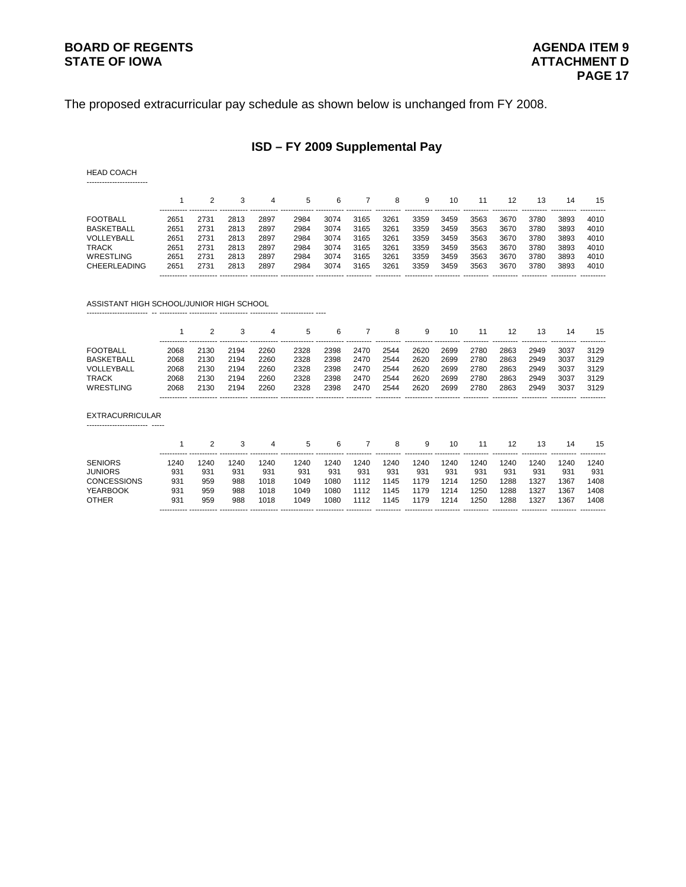The proposed extracurricular pay schedule as shown below is unchanged from FY 2008.

# ISD – FY 2009 Supplemental Pay

HEAD COACH

| | 1 | 2 | 3 | 4 | 5 | 6 | 7 | 8 | 9 | 10 | 11 | 12 | 13 | 14 | 15 |
|---|---|---|---|---|---|---|---|---|---|---|---|---|---|---|---|
| FOOTBALL | 2651 | 2731 | 2813 | 2897 | 2984 | 3074 | 3165 | 3261 | 3359 | 3459 | 3563 | 3670 | 3780 | 3893 | 4010 |
| BASKETBALL | 2651 | 2731 | 2813 | 2897 | 2984 | 3074 | 3165 | 3261 | 3359 | 3459 | 3563 | 3670 | 3780 | 3893 | 4010 |
| VOLLEYBALL | 2651 | 2731 | 2813 | 2897 | 2984 | 3074 | 3165 | 3261 | 3359 | 3459 | 3563 | 3670 | 3780 | 3893 | 4010 |
| TRACK | 2651 | 2731 | 2813 | 2897 | 2984 | 3074 | 3165 | 3261 | 3359 | 3459 | 3563 | 3670 | 3780 | 3893 | 4010 |
| WRESTLING | 2651 | 2731 | 2813 | 2897 | 2984 | 3074 | 3165 | 3261 | 3359 | 3459 | 3563 | 3670 | 3780 | 3893 | 4010 |
| CHEERLEADING | 2651 | 2731 | 2813 | 2897 | 2984 | 3074 | 3165 | 3261 | 3359 | 3459 | 3563 | 3670 | 3780 | 3893 | 4010 |

ASSISTANT HIGH SCHOOL/JUNIOR HIGH SCHOOL

| | 1 | 2 | 3 | 4 | 5 | 6 | 7 | 8 | 9 | 10 | 11 | 12 | 13 | 14 | 15 |
|---|---|---|---|---|---|---|---|---|---|---|---|---|---|---|---|
| FOOTBALL | 2068 | 2130 | 2194 | 2260 | 2328 | 2398 | 2470 | 2544 | 2620 | 2699 | 2780 | 2863 | 2949 | 3037 | 3129 |
| BASKETBALL | 2068 | 2130 | 2194 | 2260 | 2328 | 2398 | 2470 | 2544 | 2620 | 2699 | 2780 | 2863 | 2949 | 3037 | 3129 |
| VOLLEYBALL | 2068 | 2130 | 2194 | 2260 | 2328 | 2398 | 2470 | 2544 | 2620 | 2699 | 2780 | 2863 | 2949 | 3037 | 3129 |
| TRACK | 2068 | 2130 | 2194 | 2260 | 2328 | 2398 | 2470 | 2544 | 2620 | 2699 | 2780 | 2863 | 2949 | 3037 | 3129 |
| WRESTLING | 2068 | 2130 | 2194 | 2260 | 2328 | 2398 | 2470 | 2544 | 2620 | 2699 | 2780 | 2863 | 2949 | 3037 | 3129 |

EXTRACURRICULAR

| | 1 | 2 | 3 | 4 | 5 | 6 | 7 | 8 | 9 | 10 | 11 | 12 | 13 | 14 | 15 |
|---|---|---|---|---|---|---|---|---|---|---|---|---|---|---|---|
| SENIORS | 1240 | 1240 | 1240 | 1240 | 1240 | 1240 | 1240 | 1240 | 1240 | 1240 | 1240 | 1240 | 1240 | 1240 | 1240 |
| JUNIORS | 931 | 931 | 931 | 931 | 931 | 931 | 931 | 931 | 931 | 931 | 931 | 931 | 931 | 931 | 931 |
| CONCESSIONS | 931 | 959 | 988 | 1018 | 1049 | 1080 | 1112 | 1145 | 1179 | 1214 | 1250 | 1288 | 1327 | 1367 | 1408 |
| YEARBOOK | 931 | 959 | 988 | 1018 | 1049 | 1080 | 1112 | 1145 | 1179 | 1214 | 1250 | 1288 | 1327 | 1367 | 1408 |
| OTHER | 931 | 959 | 988 | 1018 | 1049 | 1080 | 1112 | 1145 | 1179 | 1214 | 1250 | 1288 | 1327 | 1367 | 1408 |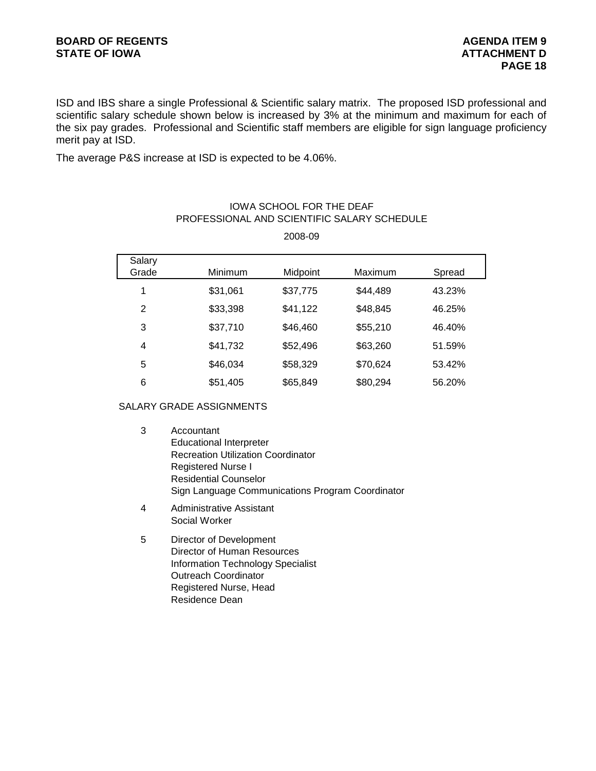ISD and IBS share a single Professional & Scientific salary matrix. The proposed ISD professional and scientific salary schedule shown below is increased by 3% at the minimum and maximum for each of the six pay grades. Professional and Scientific staff members are eligible for sign language proficiency merit pay at ISD.

The average P&S increase at ISD is expected to be 4.06%.

IOWA SCHOOL FOR THE DEAF
PROFESSIONAL AND SCIENTIFIC SALARY SCHEDULE

2008-09

| Salary Grade | Minimum | Midpoint | Maximum | Spread |
|---|---|---|---|---|
| 1 | $31,061 | $37,775 | $44,489 | 43.23% |
| 2 | $33,398 | $41,122 | $48,845 | 46.25% |
| 3 | $37,710 | $46,460 | $55,210 | 46.40% |
| 4 | $41,732 | $52,496 | $63,260 | 51.59% |
| 5 | $46,034 | $58,329 | $70,624 | 53.42% |
| 6 | $51,405 | $65,849 | $80,294 | 56.20% |

SALARY GRADE ASSIGNMENTS

3 Accountant
Educational Interpreter
Recreation Utilization Coordinator
Registered Nurse I
Residential Counselor
Sign Language Communications Program Coordinator

4 Administrative Assistant
Social Worker

5 Director of Development
Director of Human Resources
Information Technology Specialist
Outreach Coordinator
Registered Nurse, Head
Residence Dean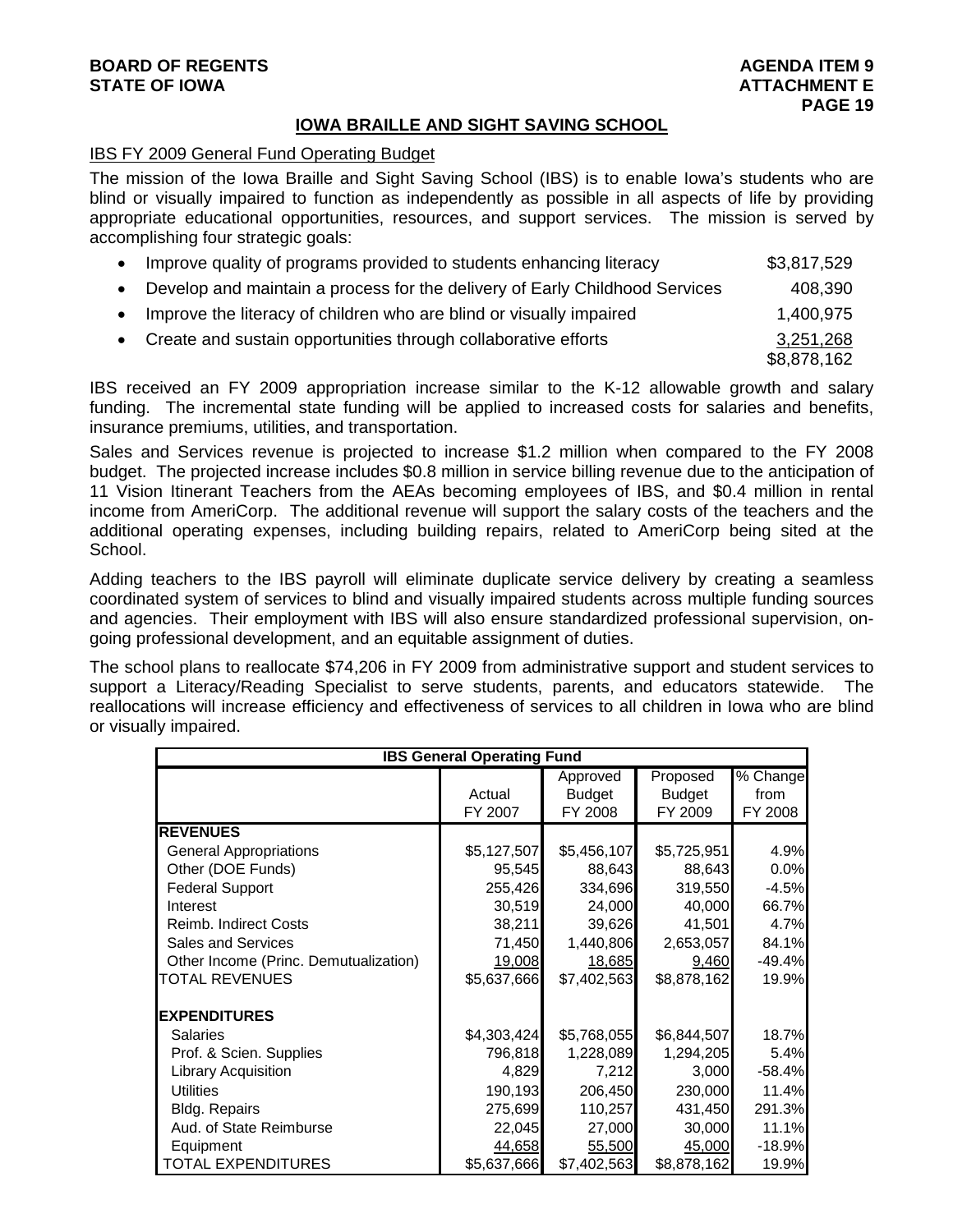## IOWA BRAILLE AND SIGHT SAVING SCHOOL

IBS FY 2009 General Fund Operating Budget

The mission of the Iowa Braille and Sight Saving School (IBS) is to enable Iowa's students who are blind or visually impaired to function as independently as possible in all aspects of life by providing appropriate educational opportunities, resources, and support services. The mission is served by accomplishing four strategic goals:

| | |
|---|---:|
| • Improve quality of programs provided to students enhancing literacy | $3,817,529 |
| • Develop and maintain a process for the delivery of Early Childhood Services | 408,390 |
| • Improve the literacy of children who are blind or visually impaired | 1,400,975 |
| • Create and sustain opportunities through collaborative efforts | 3,251,268 |
| | $8,878,162 |

IBS received an FY 2009 appropriation increase similar to the K-12 allowable growth and salary funding. The incremental state funding will be applied to increased costs for salaries and benefits, insurance premiums, utilities, and transportation.

Sales and Services revenue is projected to increase $1.2 million when compared to the FY 2008 budget. The projected increase includes $0.8 million in service billing revenue due to the anticipation of 11 Vision Itinerant Teachers from the AEAs becoming employees of IBS, and $0.4 million in rental income from AmeriCorp. The additional revenue will support the salary costs of the teachers and the additional operating expenses, including building repairs, related to AmeriCorp being sited at the School.

Adding teachers to the IBS payroll will eliminate duplicate service delivery by creating a seamless coordinated system of services to blind and visually impaired students across multiple funding sources and agencies. Their employment with IBS will also ensure standardized professional supervision, on-going professional development, and an equitable assignment of duties.

The school plans to reallocate $74,206 in FY 2009 from administrative support and student services to support a Literacy/Reading Specialist to serve students, parents, and educators statewide. The reallocations will increase efficiency and effectiveness of services to all children in Iowa who are blind or visually impaired.

| IBS General Operating Fund | Actual FY 2007 | Approved Budget FY 2008 | Proposed Budget FY 2009 | % Change from FY 2008 |
|---|---:|---:|---:|---:|
| **REVENUES** | | | | |
| General Appropriations | $5,127,507 | $5,456,107 | $5,725,951 | 4.9% |
| Other (DOE Funds) | 95,545 | 88,643 | 88,643 | 0.0% |
| Federal Support | 255,426 | 334,696 | 319,550 | -4.5% |
| Interest | 30,519 | 24,000 | 40,000 | 66.7% |
| Reimb. Indirect Costs | 38,211 | 39,626 | 41,501 | 4.7% |
| Sales and Services | 71,450 | 1,440,806 | 2,653,057 | 84.1% |
| Other Income (Princ. Demutualization) | 19,008 | 18,685 | 9,460 | -49.4% |
| TOTAL REVENUES | $5,637,666 | $7,402,563 | $8,878,162 | 19.9% |
| **EXPENDITURES** | | | | |
| Salaries | $4,303,424 | $5,768,055 | $6,844,507 | 18.7% |
| Prof. & Scien. Supplies | 796,818 | 1,228,089 | 1,294,205 | 5.4% |
| Library Acquisition | 4,829 | 7,212 | 3,000 | -58.4% |
| Utilities | 190,193 | 206,450 | 230,000 | 11.4% |
| Bldg. Repairs | 275,699 | 110,257 | 431,450 | 291.3% |
| Aud. of State Reimburse | 22,045 | 27,000 | 30,000 | 11.1% |
| Equipment | 44,658 | 55,500 | 45,000 | -18.9% |
| TOTAL EXPENDITURES | $5,637,666 | $7,402,563 | $8,878,162 | 19.9% |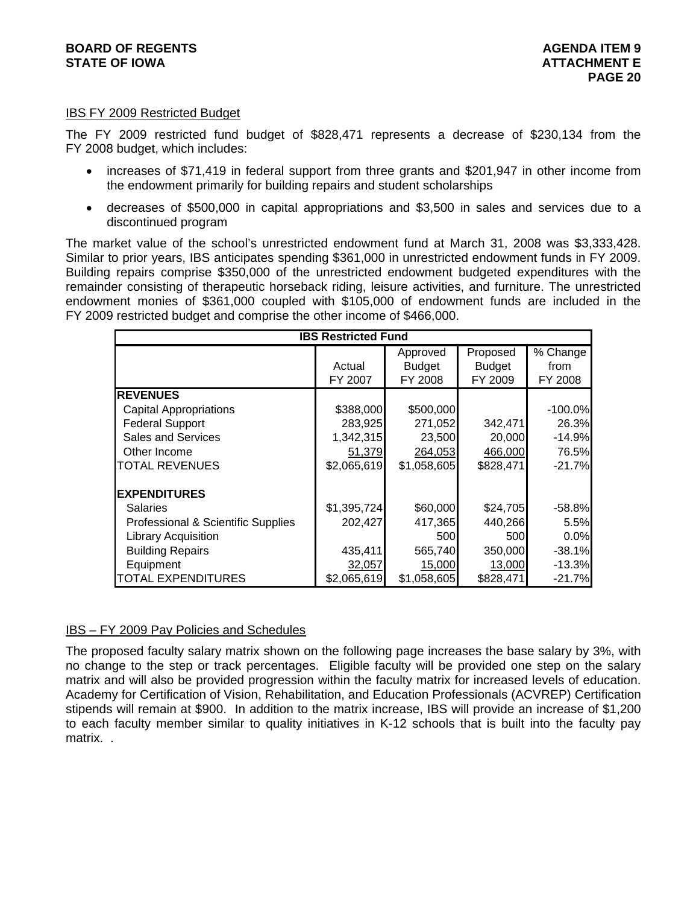## IBS FY 2009 Restricted Budget

The FY 2009 restricted fund budget of $828,471 represents a decrease of $230,134 from the FY 2008 budget, which includes:

- increases of $71,419 in federal support from three grants and $201,947 in other income from the endowment primarily for building repairs and student scholarships
- decreases of $500,000 in capital appropriations and $3,500 in sales and services due to a discontinued program

The market value of the school's unrestricted endowment fund at March 31, 2008 was $3,333,428. Similar to prior years, IBS anticipates spending $361,000 in unrestricted endowment funds in FY 2009. Building repairs comprise $350,000 of the unrestricted endowment budgeted expenditures with the remainder consisting of therapeutic horseback riding, leisure activities, and furniture. The unrestricted endowment monies of $361,000 coupled with $105,000 of endowment funds are included in the FY 2009 restricted budget and comprise the other income of $466,000.

| IBS Restricted Fund | | | | |
|---|---|---|---|---|
| | Actual FY 2007 | Approved Budget FY 2008 | Proposed Budget FY 2009 | % Change from FY 2008 |
| **REVENUES** | | | | |
| Capital Appropriations | $388,000 | $500,000 | | -100.0% |
| Federal Support | 283,925 | 271,052 | 342,471 | 26.3% |
| Sales and Services | 1,342,315 | 23,500 | 20,000 | -14.9% |
| Other Income | 51,379 | 264,053 | 466,000 | 76.5% |
| TOTAL REVENUES | $2,065,619 | $1,058,605 | $828,471 | -21.7% |
| | | | | |
| **EXPENDITURES** | | | | |
| Salaries | $1,395,724 | $60,000 | $24,705 | -58.8% |
| Professional & Scientific Supplies | 202,427 | 417,365 | 440,266 | 5.5% |
| Library Acquisition | | 500 | 500 | 0.0% |
| Building Repairs | 435,411 | 565,740 | 350,000 | -38.1% |
| Equipment | 32,057 | 15,000 | 13,000 | -13.3% |
| TOTAL EXPENDITURES | $2,065,619 | $1,058,605 | $828,471 | -21.7% |

## IBS – FY 2009 Pay Policies and Schedules

The proposed faculty salary matrix shown on the following page increases the base salary by 3%, with no change to the step or track percentages. Eligible faculty will be provided one step on the salary matrix and will also be provided progression within the faculty matrix for increased levels of education. Academy for Certification of Vision, Rehabilitation, and Education Professionals (ACVREP) Certification stipends will remain at $900. In addition to the matrix increase, IBS will provide an increase of $1,200 to each faculty member similar to quality initiatives in K-12 schools that is built into the faculty pay matrix. .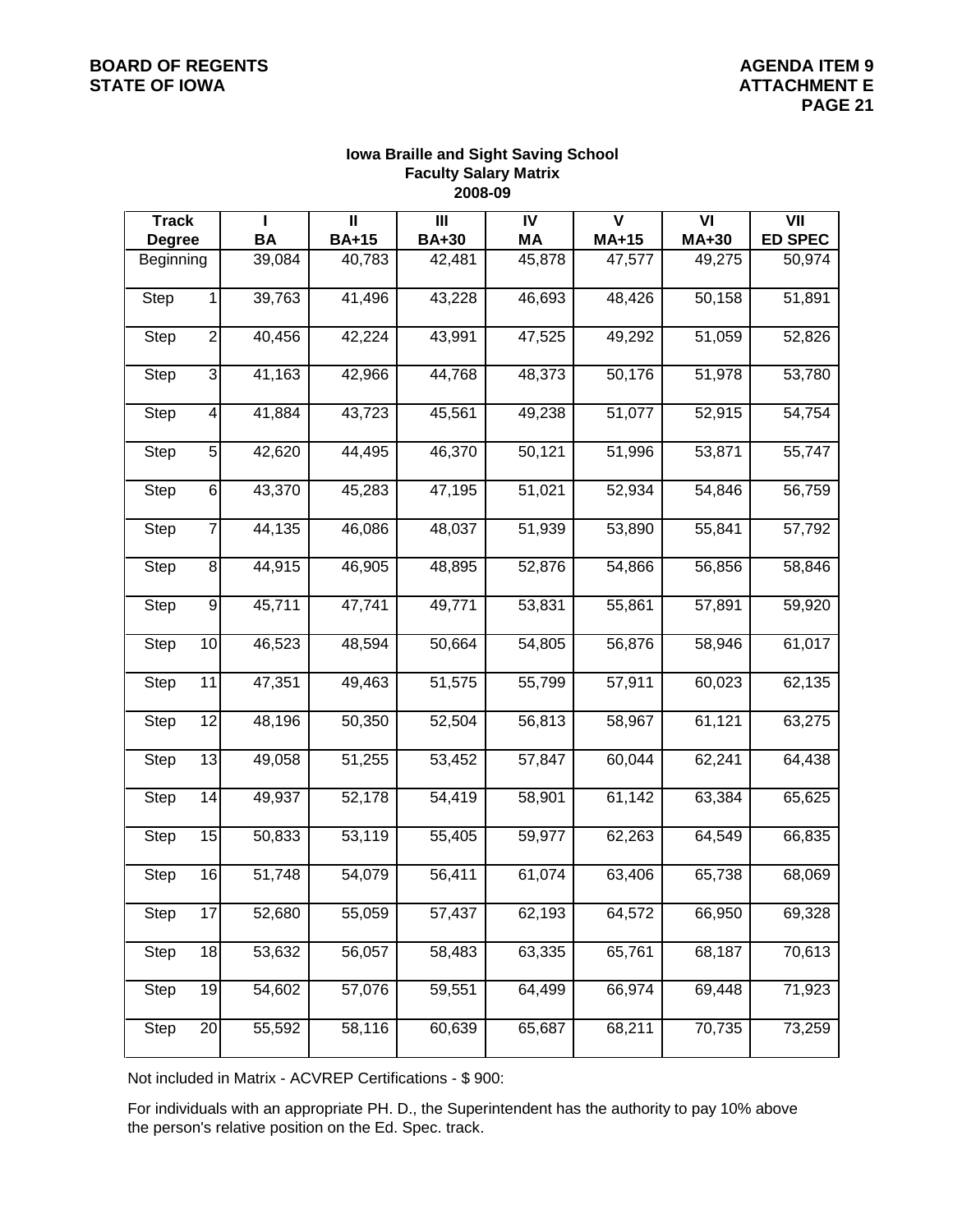BOARD OF REGENTS
STATE OF IOWA

AGENDA ITEM 9
ATTACHMENT E

## Iowa Braille and Sight Saving School
## Faculty Salary Matrix
## 2008-09

| Track<br>Degree | I<br>BA | II<br>BA+15 | III<br>BA+30 | IV<br>MA | V<br>MA+15 | VI<br>MA+30 | VII<br>ED SPEC |
|---|---|---|---|---|---|---|---|
| Beginning | 39,084 | 40,783 | 42,481 | 45,878 | 47,577 | 49,275 | 50,974 |
| Step 1 | 39,763 | 41,496 | 43,228 | 46,693 | 48,426 | 50,158 | 51,891 |
| Step 2 | 40,456 | 42,224 | 43,991 | 47,525 | 49,292 | 51,059 | 52,826 |
| Step 3 | 41,163 | 42,966 | 44,768 | 48,373 | 50,176 | 51,978 | 53,780 |
| Step 4 | 41,884 | 43,723 | 45,561 | 49,238 | 51,077 | 52,915 | 54,754 |
| Step 5 | 42,620 | 44,495 | 46,370 | 50,121 | 51,996 | 53,871 | 55,747 |
| Step 6 | 43,370 | 45,283 | 47,195 | 51,021 | 52,934 | 54,846 | 56,759 |
| Step 7 | 44,135 | 46,086 | 48,037 | 51,939 | 53,890 | 55,841 | 57,792 |
| Step 8 | 44,915 | 46,905 | 48,895 | 52,876 | 54,866 | 56,856 | 58,846 |
| Step 9 | 45,711 | 47,741 | 49,771 | 53,831 | 55,861 | 57,891 | 59,920 |
| Step 10 | 46,523 | 48,594 | 50,664 | 54,805 | 56,876 | 58,946 | 61,017 |
| Step 11 | 47,351 | 49,463 | 51,575 | 55,799 | 57,911 | 60,023 | 62,135 |
| Step 12 | 48,196 | 50,350 | 52,504 | 56,813 | 58,967 | 61,121 | 63,275 |
| Step 13 | 49,058 | 51,255 | 53,452 | 57,847 | 60,044 | 62,241 | 64,438 |
| Step 14 | 49,937 | 52,178 | 54,419 | 58,901 | 61,142 | 63,384 | 65,625 |
| Step 15 | 50,833 | 53,119 | 55,405 | 59,977 | 62,263 | 64,549 | 66,835 |
| Step 16 | 51,748 | 54,079 | 56,411 | 61,074 | 63,406 | 65,738 | 68,069 |
| Step 17 | 52,680 | 55,059 | 57,437 | 62,193 | 64,572 | 66,950 | 69,328 |
| Step 18 | 53,632 | 56,057 | 58,483 | 63,335 | 65,761 | 68,187 | 70,613 |
| Step 19 | 54,602 | 57,076 | 59,551 | 64,499 | 66,974 | 69,448 | 71,923 |
| Step 20 | 55,592 | 58,116 | 60,639 | 65,687 | 68,211 | 70,735 | 73,259 |

Not included in Matrix - ACVREP Certifications - $ 900:

For individuals with an appropriate PH. D., the Superintendent has the authority to pay 10% above the person's relative position on the Ed. Spec. track.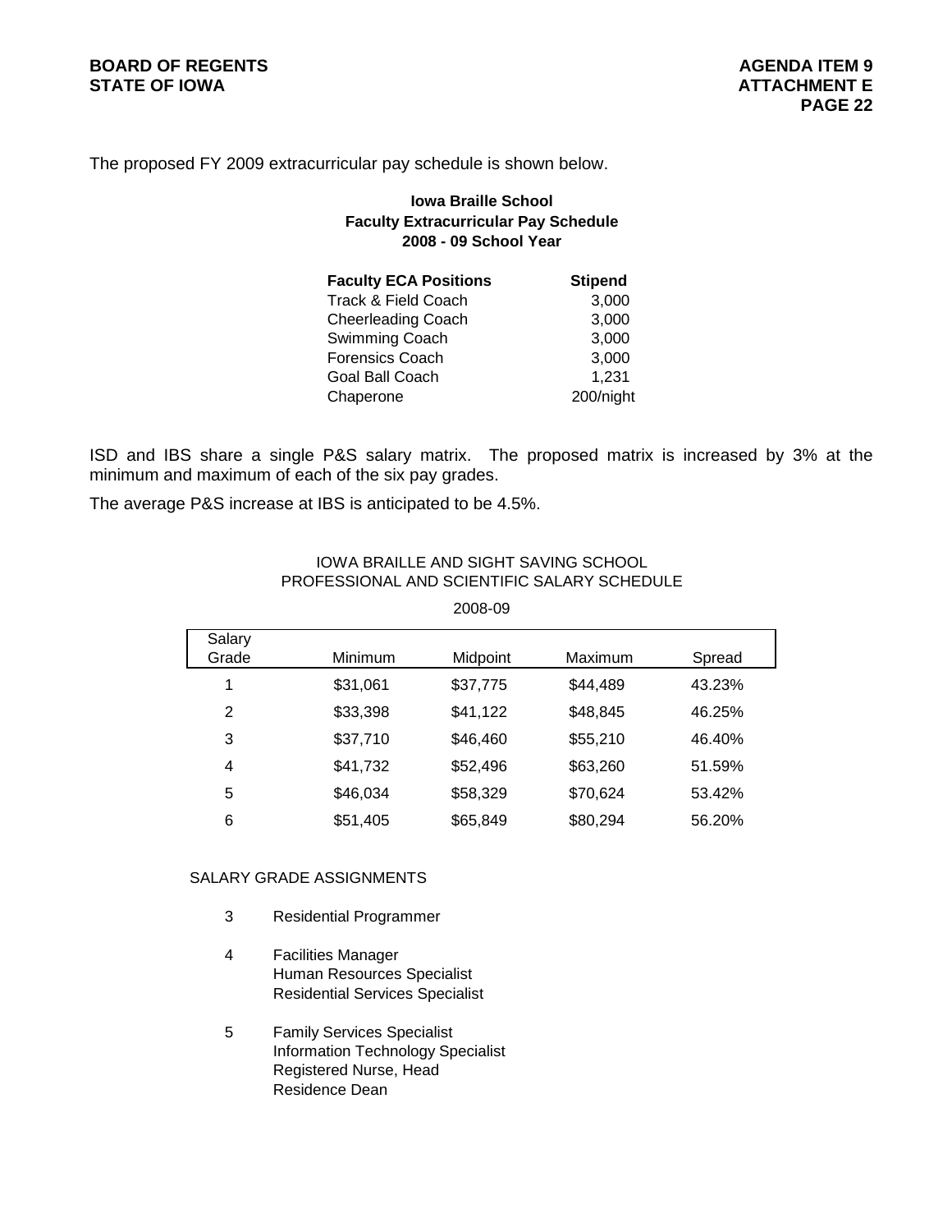The proposed FY 2009 extracurricular pay schedule is shown below.

**Iowa Braille School**
**Faculty Extracurricular Pay Schedule**
**2008 - 09 School Year**

| **Faculty ECA Positions** | **Stipend** |
|---|---|
| Track & Field Coach | 3,000 |
| Cheerleading Coach | 3,000 |
| Swimming Coach | 3,000 |
| Forensics Coach | 3,000 |
| Goal Ball Coach | 1,231 |
| Chaperone | 200/night |

ISD and IBS share a single P&S salary matrix. The proposed matrix is increased by 3% at the minimum and maximum of each of the six pay grades.

The average P&S increase at IBS is anticipated to be 4.5%.

IOWA BRAILLE AND SIGHT SAVING SCHOOL
PROFESSIONAL AND SCIENTIFIC SALARY SCHEDULE

2008-09

| Salary Grade | Minimum | Midpoint | Maximum | Spread |
|---|---|---|---|---|
| 1 | $31,061 | $37,775 | $44,489 | 43.23% |
| 2 | $33,398 | $41,122 | $48,845 | 46.25% |
| 3 | $37,710 | $46,460 | $55,210 | 46.40% |
| 4 | $41,732 | $52,496 | $63,260 | 51.59% |
| 5 | $46,034 | $58,329 | $70,624 | 53.42% |
| 6 | $51,405 | $65,849 | $80,294 | 56.20% |

SALARY GRADE ASSIGNMENTS

3 Residential Programmer

4 Facilities Manager
Human Resources Specialist
Residential Services Specialist

5 Family Services Specialist
Information Technology Specialist
Registered Nurse, Head
Residence Dean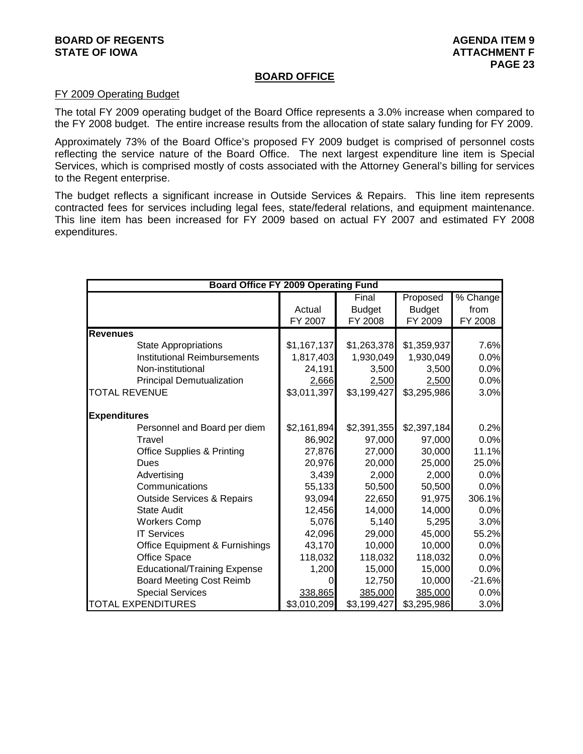**BOARD OF REGENTS**
**STATE OF IOWA**

**AGENDA ITEM 9**
**ATTACHMENT F**

## BOARD OFFICE

### FY 2009 Operating Budget

The total FY 2009 operating budget of the Board Office represents a 3.0% increase when compared to the FY 2008 budget. The entire increase results from the allocation of state salary funding for FY 2009.

Approximately 73% of the Board Office's proposed FY 2009 budget is comprised of personnel costs reflecting the service nature of the Board Office. The next largest expenditure line item is Special Services, which is comprised mostly of costs associated with the Attorney General's billing for services to the Regent enterprise.

The budget reflects a significant increase in Outside Services & Repairs. This line item represents contracted fees for services including legal fees, state/federal relations, and equipment maintenance. This line item has been increased for FY 2009 based on actual FY 2007 and estimated FY 2008 expenditures.

| Board Office FY 2009 Operating Fund | | | | |
|---|---|---|---|---|
| | Actual FY 2007 | Final Budget FY 2008 | Proposed Budget FY 2009 | % Change from FY 2008 |
| **Revenues** | | | | |
| State Appropriations | $1,167,137 | $1,263,378 | $1,359,937 | 7.6% |
| Institutional Reimbursements | 1,817,403 | 1,930,049 | 1,930,049 | 0.0% |
| Non-institutional | 24,191 | 3,500 | 3,500 | 0.0% |
| Principal Demutualization | 2,666 | 2,500 | 2,500 | 0.0% |
| TOTAL REVENUE | $3,011,397 | $3,199,427 | $3,295,986 | 3.0% |
| **Expenditures** | | | | |
| Personnel and Board per diem | $2,161,894 | $2,391,355 | $2,397,184 | 0.2% |
| Travel | 86,902 | 97,000 | 97,000 | 0.0% |
| Office Supplies & Printing | 27,876 | 27,000 | 30,000 | 11.1% |
| Dues | 20,976 | 20,000 | 25,000 | 25.0% |
| Advertising | 3,439 | 2,000 | 2,000 | 0.0% |
| Communications | 55,133 | 50,500 | 50,500 | 0.0% |
| Outside Services & Repairs | 93,094 | 22,650 | 91,975 | 306.1% |
| State Audit | 12,456 | 14,000 | 14,000 | 0.0% |
| Workers Comp | 5,076 | 5,140 | 5,295 | 3.0% |
| IT Services | 42,096 | 29,000 | 45,000 | 55.2% |
| Office Equipment & Furnishings | 43,170 | 10,000 | 10,000 | 0.0% |
| Office Space | 118,032 | 118,032 | 118,032 | 0.0% |
| Educational/Training Expense | 1,200 | 15,000 | 15,000 | 0.0% |
| Board Meeting Cost Reimb | 0 | 12,750 | 10,000 | -21.6% |
| Special Services | 338,865 | 385,000 | 385,000 | 0.0% |
| TOTAL EXPENDITURES | $3,010,209 | $3,199,427 | $3,295,986 | 3.0% |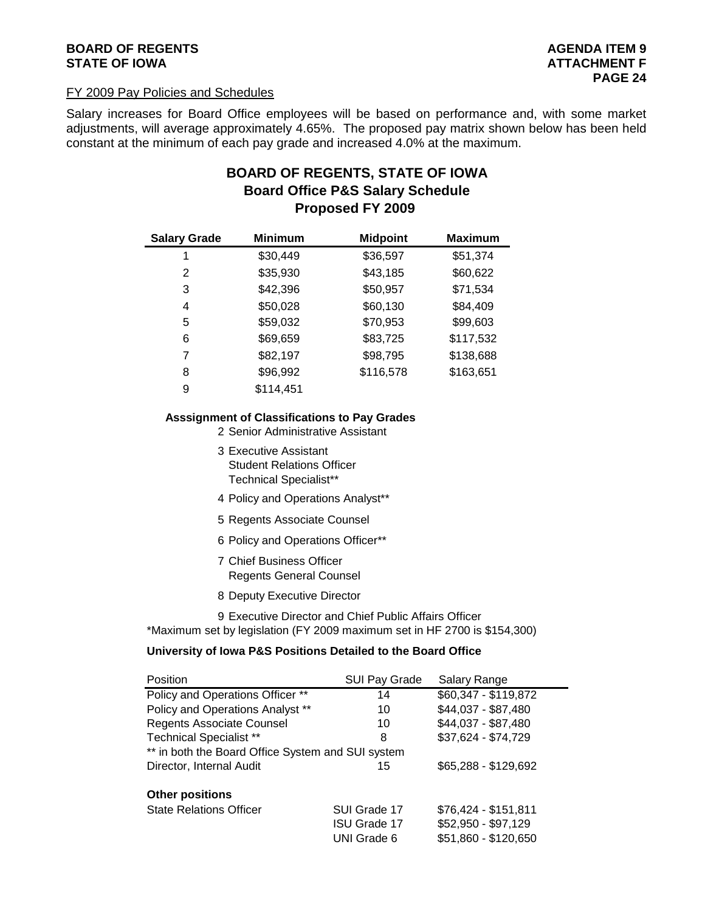FY 2009 Pay Policies and Schedules

Salary increases for Board Office employees will be based on performance and, with some market adjustments, will average approximately 4.65%. The proposed pay matrix shown below has been held constant at the minimum of each pay grade and increased 4.0% at the maximum.

## BOARD OF REGENTS, STATE OF IOWA
## Board Office P&S Salary Schedule
## Proposed FY 2009

| Salary Grade | Minimum | Midpoint | Maximum |
|---|---|---|---|
| 1 | $30,449 | $36,597 | $51,374 |
| 2 | $35,930 | $43,185 | $60,622 |
| 3 | $42,396 | $50,957 | $71,534 |
| 4 | $50,028 | $60,130 | $84,409 |
| 5 | $59,032 | $70,953 | $99,603 |
| 6 | $69,659 | $83,725 | $117,532 |
| 7 | $82,197 | $98,795 | $138,688 |
| 8 | $96,992 | $116,578 | $163,651 |
| 9 | $114,451 | | |

**Asssignment of Classifications to Pay Grades**

2 Senior Administrative Assistant

3 Executive Assistant
Student Relations Officer
Technical Specialist**

4 Policy and Operations Analyst**

5 Regents Associate Counsel

6 Policy and Operations Officer**

7 Chief Business Officer
Regents General Counsel

8 Deputy Executive Director

9 Executive Director and Chief Public Affairs Officer

*Maximum set by legislation (FY 2009 maximum set in HF 2700 is $154,300)

**University of Iowa P&S Positions Detailed to the Board Office**

| Position | SUI Pay Grade | Salary Range |
|---|---|---|
| Policy and Operations Officer ** | 14 | $60,347 - $119,872 |
| Policy and Operations Analyst ** | 10 | $44,037 - $87,480 |
| Regents Associate Counsel | 10 | $44,037 - $87,480 |
| Technical Specialist ** | 8 | $37,624 - $74,729 |
| ** in both the Board Office System and SUI system | | |
| Director, Internal Audit | 15 | $65,288 - $129,692 |

**Other positions**

| Position | Grade | Salary Range |
|---|---|---|
| State Relations Officer | SUI Grade 17 | $76,424 - $151,811 |
| | ISU Grade 17 | $52,950 - $97,129 |
| | UNI Grade 6 | $51,860 - $120,650 |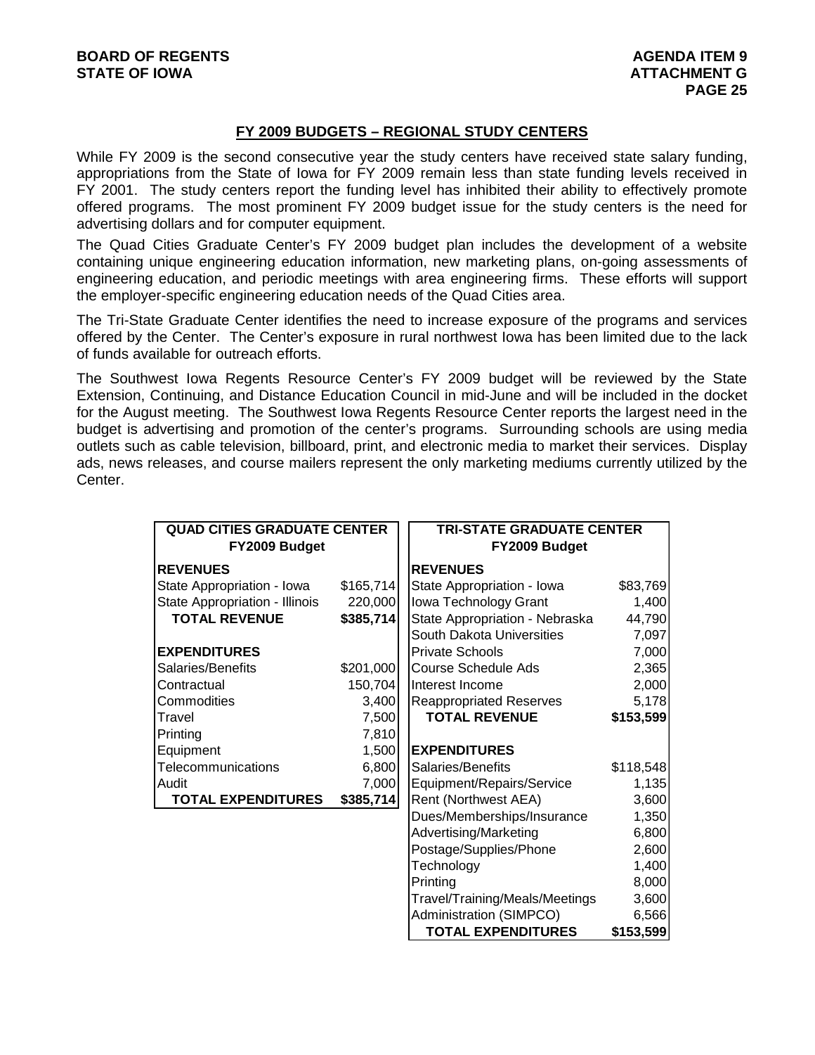## FY 2009 BUDGETS – REGIONAL STUDY CENTERS

While FY 2009 is the second consecutive year the study centers have received state salary funding, appropriations from the State of Iowa for FY 2009 remain less than state funding levels received in FY 2001. The study centers report the funding level has inhibited their ability to effectively promote offered programs. The most prominent FY 2009 budget issue for the study centers is the need for advertising dollars and for computer equipment.

The Quad Cities Graduate Center's FY 2009 budget plan includes the development of a website containing unique engineering education information, new marketing plans, on-going assessments of engineering education, and periodic meetings with area engineering firms. These efforts will support the employer-specific engineering education needs of the Quad Cities area.

The Tri-State Graduate Center identifies the need to increase exposure of the programs and services offered by the Center. The Center's exposure in rural northwest Iowa has been limited due to the lack of funds available for outreach efforts.

The Southwest Iowa Regents Resource Center's FY 2009 budget will be reviewed by the State Extension, Continuing, and Distance Education Council in mid-June and will be included in the docket for the August meeting. The Southwest Iowa Regents Resource Center reports the largest need in the budget is advertising and promotion of the center's programs. Surrounding schools are using media outlets such as cable television, billboard, print, and electronic media to market their services. Display ads, news releases, and course mailers represent the only marketing mediums currently utilized by the Center.

| QUAD CITIES GRADUATE CENTER FY2009 Budget | |
|---|---|
| **REVENUES** | |
| State Appropriation - Iowa | $165,714 |
| State Appropriation - Illinois | 220,000 |
| **TOTAL REVENUE** | **$385,714** |
| | |
| **EXPENDITURES** | |
| Salaries/Benefits | $201,000 |
| Contractual | 150,704 |
| Commodities | 3,400 |
| Travel | 7,500 |
| Printing | 7,810 |
| Equipment | 1,500 |
| Telecommunications | 6,800 |
| Audit | 7,000 |
| **TOTAL EXPENDITURES** | **$385,714** |

| TRI-STATE GRADUATE CENTER FY2009 Budget | |
|---|---|
| **REVENUES** | |
| State Appropriation - Iowa | $83,769 |
| Iowa Technology Grant | 1,400 |
| State Appropriation - Nebraska | 44,790 |
| South Dakota Universities | 7,097 |
| Private Schools | 7,000 |
| Course Schedule Ads | 2,365 |
| Interest Income | 2,000 |
| Reappropriated Reserves | 5,178 |
| **TOTAL REVENUE** | **$153,599** |
| | |
| **EXPENDITURES** | |
| Salaries/Benefits | $118,548 |
| Equipment/Repairs/Service | 1,135 |
| Rent (Northwest AEA) | 3,600 |
| Dues/Memberships/Insurance | 1,350 |
| Advertising/Marketing | 6,800 |
| Postage/Supplies/Phone | 2,600 |
| Technology | 1,400 |
| Printing | 8,000 |
| Travel/Training/Meals/Meetings | 3,600 |
| Administration (SIMPCO) | 6,566 |
| **TOTAL EXPENDITURES** | **$153,599** |